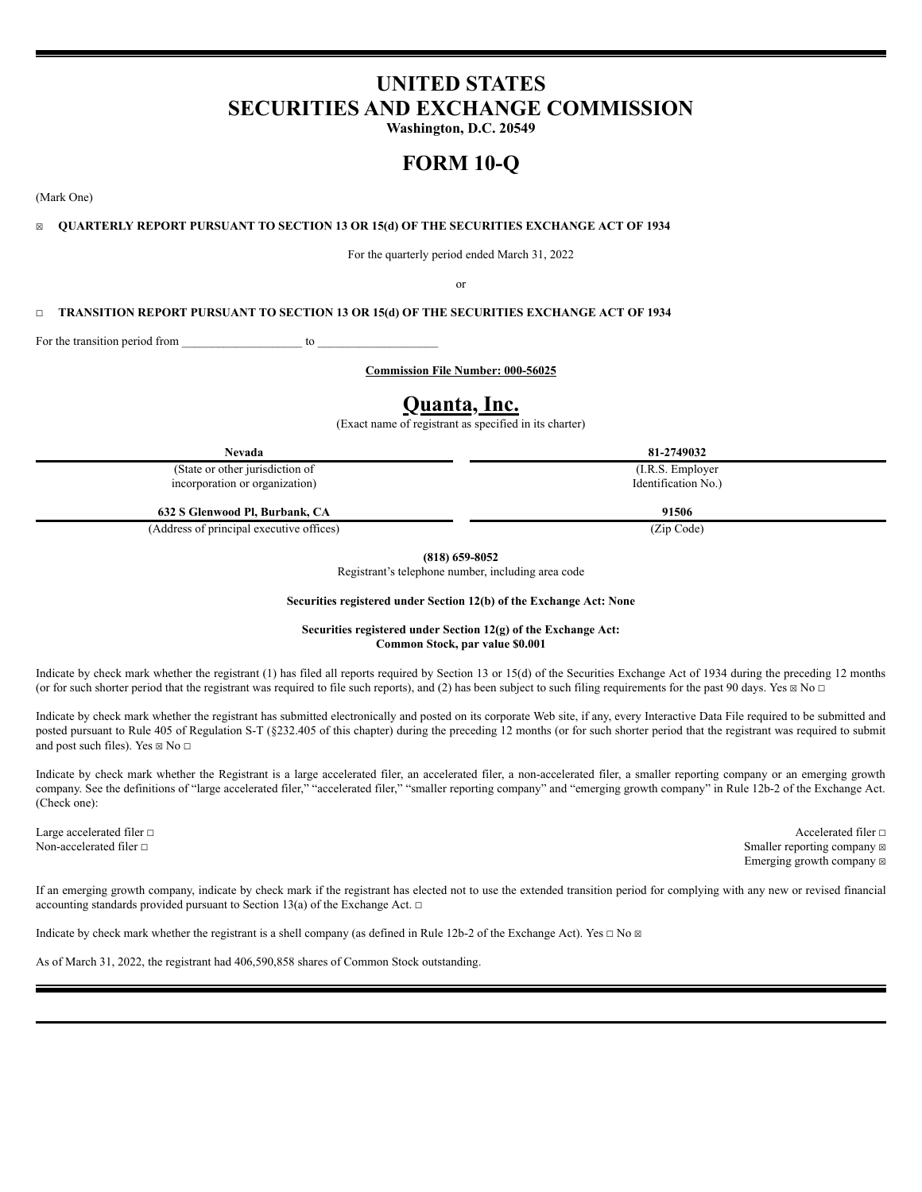# UNITED STATES
# SECURITIES AND EXCHANGE COMMISSION

**Washington, D.C. 20549**

# FORM 10-Q

(Mark One)

☒ **QUARTERLY REPORT PURSUANT TO SECTION 13 OR 15(d) OF THE SECURITIES EXCHANGE ACT OF 1934**

For the quarterly period ended March 31, 2022

or

☐ **TRANSITION REPORT PURSUANT TO SECTION 13 OR 15(d) OF THE SECURITIES EXCHANGE ACT OF 1934**

For the transition period from ____________________ to ____________________

**Commission File Number: 000-56025**

# Quanta, Inc.

(Exact name of registrant as specified in its charter)

| **Nevada** | **81-2749032** |
|---|---|
| (State or other jurisdiction of incorporation or organization) | (I.R.S. Employer Identification No.) |
| **632 S Glenwood Pl, Burbank, CA** | **91506** |
| (Address of principal executive offices) | (Zip Code) |

**(818) 659-8052**

Registrant's telephone number, including area code

**Securities registered under Section 12(b) of the Exchange Act: None**

**Securities registered under Section 12(g) of the Exchange Act:**
**Common Stock, par value $0.001**

Indicate by check mark whether the registrant (1) has filed all reports required by Section 13 or 15(d) of the Securities Exchange Act of 1934 during the preceding 12 months (or for such shorter period that the registrant was required to file such reports), and (2) has been subject to such filing requirements for the past 90 days. Yes ☒ No ☐

Indicate by check mark whether the registrant has submitted electronically and posted on its corporate Web site, if any, every Interactive Data File required to be submitted and posted pursuant to Rule 405 of Regulation S-T (§232.405 of this chapter) during the preceding 12 months (or for such shorter period that the registrant was required to submit and post such files). Yes ☒ No ☐

Indicate by check mark whether the Registrant is a large accelerated filer, an accelerated filer, a non-accelerated filer, a smaller reporting company or an emerging growth company. See the definitions of "large accelerated filer," "accelerated filer," "smaller reporting company" and "emerging growth company" in Rule 12b-2 of the Exchange Act. (Check one):

Large accelerated filer ☐
Accelerated filer ☐
Non-accelerated filer ☐
Smaller reporting company ☒
Emerging growth company ☒

If an emerging growth company, indicate by check mark if the registrant has elected not to use the extended transition period for complying with any new or revised financial accounting standards provided pursuant to Section 13(a) of the Exchange Act. ☐

Indicate by check mark whether the registrant is a shell company (as defined in Rule 12b-2 of the Exchange Act). Yes ☐ No ☒

As of March 31, 2022, the registrant had 406,590,858 shares of Common Stock outstanding.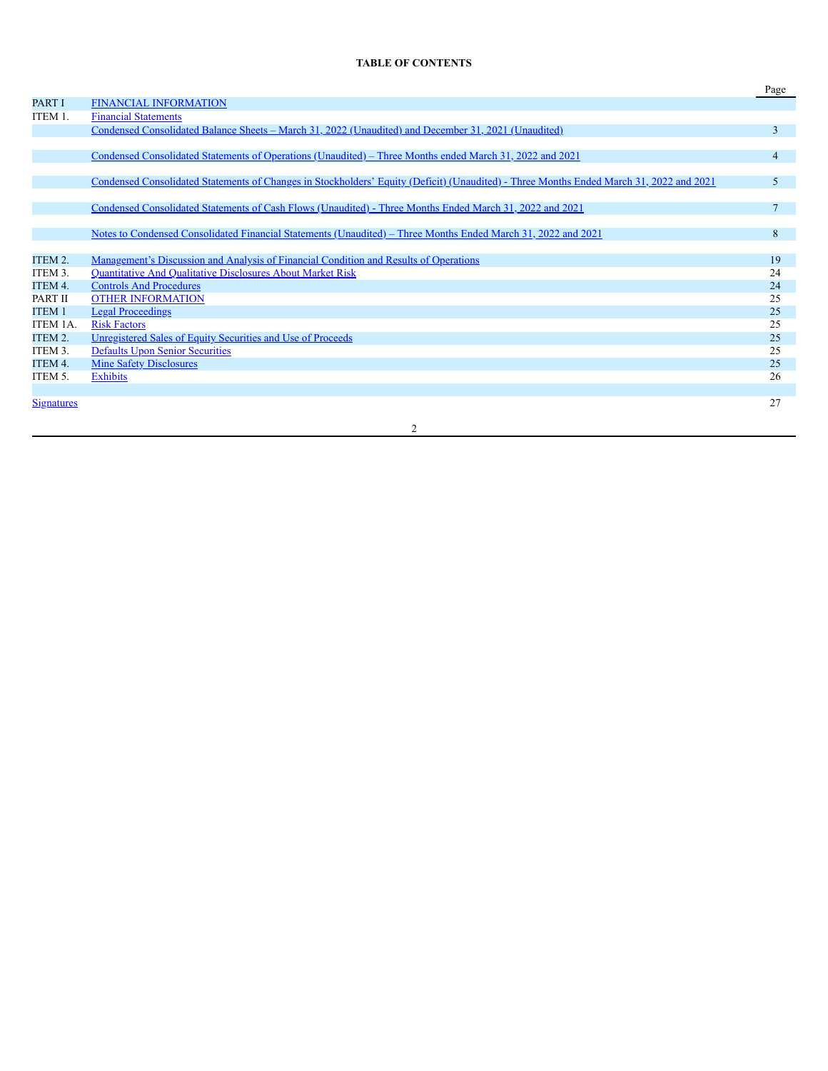**TABLE OF CONTENTS**

| | | Page |
|---|---|---|
| PART I | FINANCIAL INFORMATION | |
| ITEM 1. | Financial Statements | |
| | Condensed Consolidated Balance Sheets – March 31, 2022 (Unaudited) and December 31, 2021 (Unaudited) | 3 |
| | Condensed Consolidated Statements of Operations (Unaudited) – Three Months ended March 31, 2022 and 2021 | 4 |
| | Condensed Consolidated Statements of Changes in Stockholders' Equity (Deficit) (Unaudited) - Three Months Ended March 31, 2022 and 2021 | 5 |
| | Condensed Consolidated Statements of Cash Flows (Unaudited) - Three Months Ended March 31, 2022 and 2021 | 7 |
| | Notes to Condensed Consolidated Financial Statements (Unaudited) – Three Months Ended March 31, 2022 and 2021 | 8 |
| ITEM 2. | Management's Discussion and Analysis of Financial Condition and Results of Operations | 19 |
| ITEM 3. | Quantitative And Qualitative Disclosures About Market Risk | 24 |
| ITEM 4. | Controls And Procedures | 24 |
| PART II | OTHER INFORMATION | 25 |
| ITEM 1 | Legal Proceedings | 25 |
| ITEM 1A. | Risk Factors | 25 |
| ITEM 2. | Unregistered Sales of Equity Securities and Use of Proceeds | 25 |
| ITEM 3. | Defaults Upon Senior Securities | 25 |
| ITEM 4. | Mine Safety Disclosures | 25 |
| ITEM 5. | Exhibits | 26 |
| Signatures | | 27 |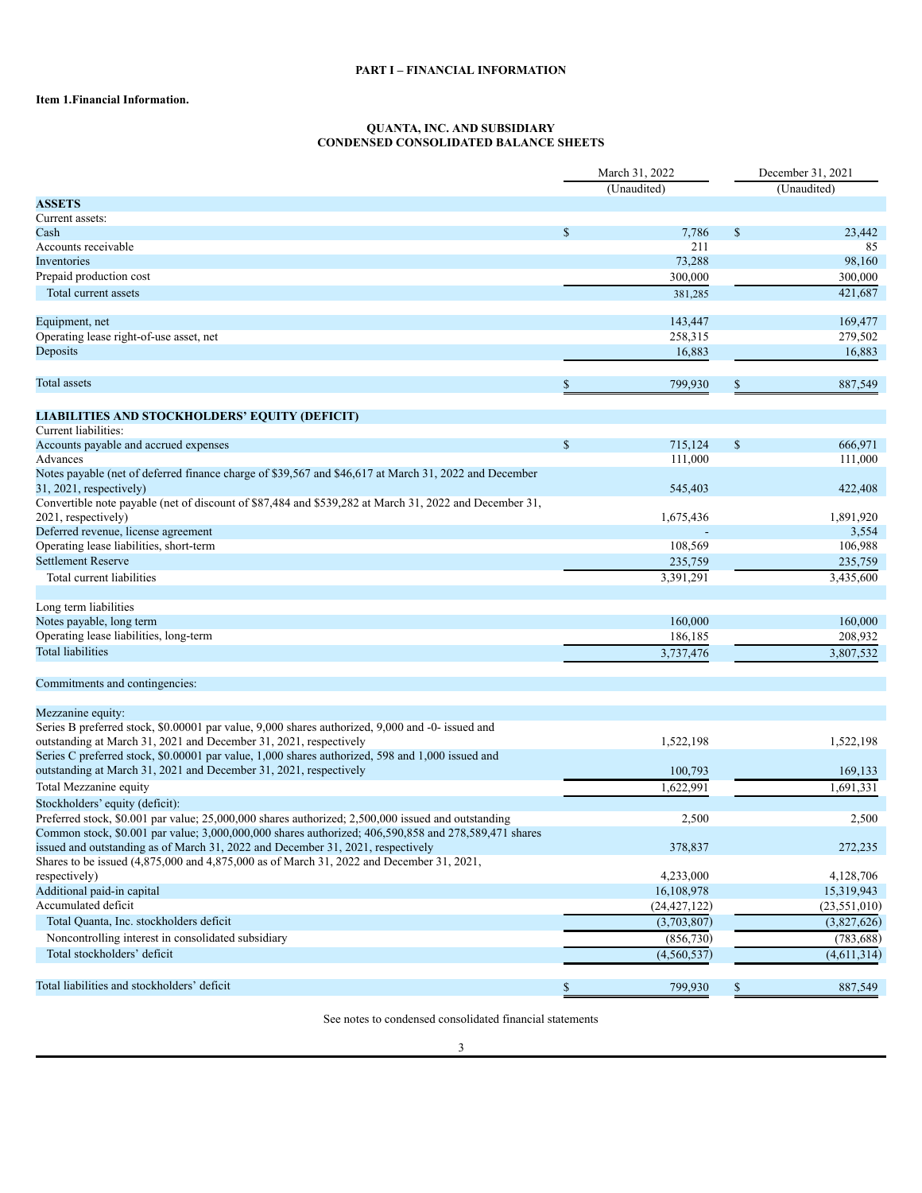**PART I – FINANCIAL INFORMATION**

**Item 1.Financial Information.**

**QUANTA, INC. AND SUBSIDIARY**
**CONDENSED CONSOLIDATED BALANCE SHEETS**

| | March 31, 2022 | December 31, 2021 |
|---|---|---|
| | (Unaudited) | (Unaudited) |
| **ASSETS** | | |
| Current assets: | | |
| Cash | $ 7,786 | $ 23,442 |
| Accounts receivable | 211 | 85 |
| Inventories | 73,288 | 98,160 |
| Prepaid production cost | 300,000 | 300,000 |
| Total current assets | 381,285 | 421,687 |
| | | |
| Equipment, net | 143,447 | 169,477 |
| Operating lease right-of-use asset, net | 258,315 | 279,502 |
| Deposits | 16,883 | 16,883 |
| | | |
| Total assets | $ 799,930 | $ 887,549 |
| | | |
| **LIABILITIES AND STOCKHOLDERS' EQUITY (DEFICIT)** | | |
| Current liabilities: | | |
| Accounts payable and accrued expenses | $ 715,124 | $ 666,971 |
| Advances | 111,000 | 111,000 |
| Notes payable (net of deferred finance charge of $39,567 and $46,617 at March 31, 2022 and December 31, 2021, respectively) | 545,403 | 422,408 |
| Convertible note payable (net of discount of $87,484 and $539,282 at March 31, 2022 and December 31, 2021, respectively) | 1,675,436 | 1,891,920 |
| Deferred revenue, license agreement | - | 3,554 |
| Operating lease liabilities, short-term | 108,569 | 106,988 |
| Settlement Reserve | 235,759 | 235,759 |
| Total current liabilities | 3,391,291 | 3,435,600 |
| | | |
| Long term liabilities | | |
| Notes payable, long term | 160,000 | 160,000 |
| Operating lease liabilities, long-term | 186,185 | 208,932 |
| Total liabilities | 3,737,476 | 3,807,532 |
| | | |
| Commitments and contingencies: | | |
| | | |
| Mezzanine equity: | | |
| Series B preferred stock, $0.00001 par value, 9,000 shares authorized, 9,000 and -0- issued and outstanding at March 31, 2021 and December 31, 2021, respectively | 1,522,198 | 1,522,198 |
| Series C preferred stock, $0.00001 par value, 1,000 shares authorized, 598 and 1,000 issued and outstanding at March 31, 2021 and December 31, 2021, respectively | 100,793 | 169,133 |
| Total Mezzanine equity | 1,622,991 | 1,691,331 |
| Stockholders' equity (deficit): | | |
| Preferred stock, $0.001 par value; 25,000,000 shares authorized; 2,500,000 issued and outstanding | 2,500 | 2,500 |
| Common stock, $0.001 par value; 3,000,000,000 shares authorized; 406,590,858 and 278,589,471 shares issued and outstanding as of March 31, 2022 and December 31, 2021, respectively | 378,837 | 272,235 |
| Shares to be issued (4,875,000 and 4,875,000 as of March 31, 2022 and December 31, 2021, respectively) | 4,233,000 | 4,128,706 |
| Additional paid-in capital | 16,108,978 | 15,319,943 |
| Accumulated deficit | (24,427,122) | (23,551,010) |
| Total Quanta, Inc. stockholders deficit | (3,703,807) | (3,827,626) |
| Noncontrolling interest in consolidated subsidiary | (856,730) | (783,688) |
| Total stockholders' deficit | (4,560,537) | (4,611,314) |
| | | |
| Total liabilities and stockholders' deficit | $ 799,930 | $ 887,549 |

See notes to condensed consolidated financial statements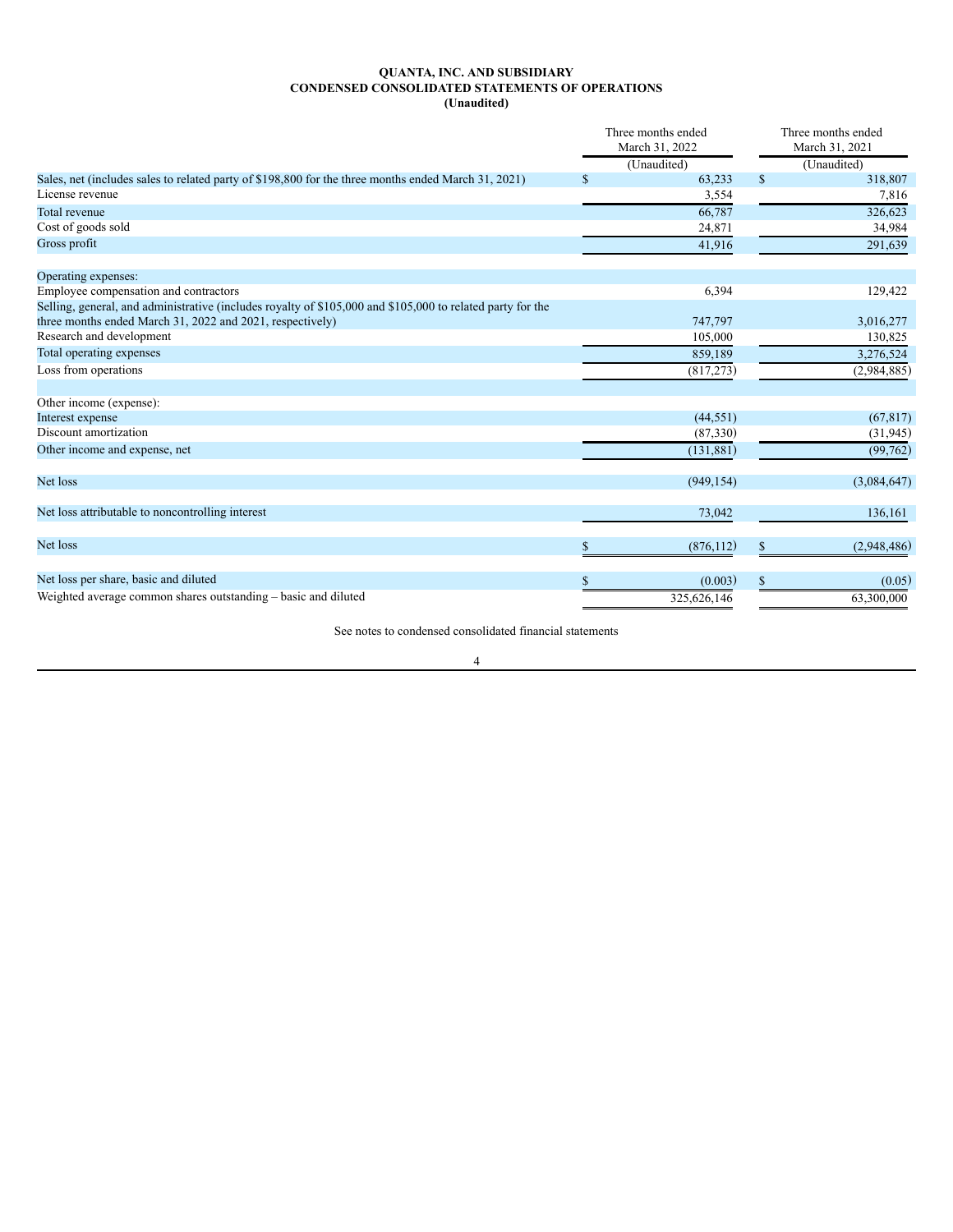**QUANTA, INC. AND SUBSIDIARY**
**CONDENSED CONSOLIDATED STATEMENTS OF OPERATIONS**
**(Unaudited)**

| | Three months ended March 31, 2022 | Three months ended March 31, 2021 |
|---|---|---|
| | (Unaudited) | (Unaudited) |
| Sales, net (includes sales to related party of $198,800 for the three months ended March 31, 2021) | $ 63,233 | $ 318,807 |
| License revenue | 3,554 | 7,816 |
| Total revenue | 66,787 | 326,623 |
| Cost of goods sold | 24,871 | 34,984 |
| Gross profit | 41,916 | 291,639 |
| | | |
| Operating expenses: | | |
| Employee compensation and contractors | 6,394 | 129,422 |
| Selling, general, and administrative (includes royalty of $105,000 and $105,000 to related party for the three months ended March 31, 2022 and 2021, respectively) | 747,797 | 3,016,277 |
| Research and development | 105,000 | 130,825 |
| Total operating expenses | 859,189 | 3,276,524 |
| Loss from operations | (817,273) | (2,984,885) |
| | | |
| Other income (expense): | | |
| Interest expense | (44,551) | (67,817) |
| Discount amortization | (87,330) | (31,945) |
| Other income and expense, net | (131,881) | (99,762) |
| | | |
| Net loss | (949,154) | (3,084,647) |
| | | |
| Net loss attributable to noncontrolling interest | 73,042 | 136,161 |
| | | |
| Net loss | $ (876,112) | $ (2,948,486) |
| | | |
| Net loss per share, basic and diluted | $ (0.003) | $ (0.05) |
| Weighted average common shares outstanding – basic and diluted | 325,626,146 | 63,300,000 |

See notes to condensed consolidated financial statements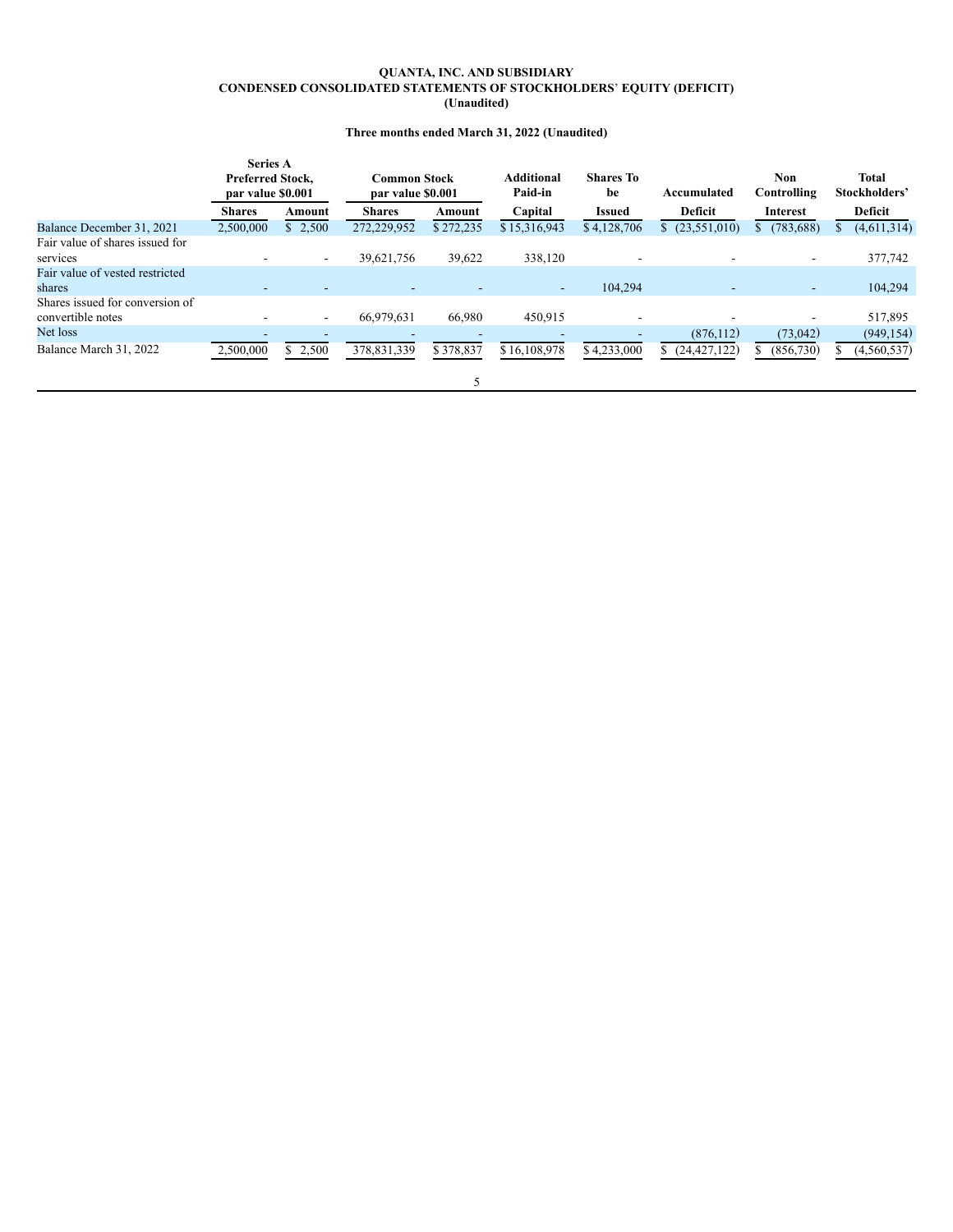**QUANTA, INC. AND SUBSIDIARY**
**CONDENSED CONSOLIDATED STATEMENTS OF STOCKHOLDERS' EQUITY (DEFICIT)**
**(Unaudited)**

**Three months ended March 31, 2022 (Unaudited)**

| | Series A Preferred Stock, par value $0.001 | | Common Stock par value $0.001 | | Additional Paid-in | Shares To be | Accumulated | Non Controlling | Total Stockholders' |
|---|---|---|---|---|---|---|---|---|---|
| | Shares | Amount | Shares | Amount | Capital | Issued | Deficit | Interest | Deficit |
| Balance December 31, 2021 | 2,500,000 | $ 2,500 | 272,229,952 | $ 272,235 | $ 15,316,943 | $ 4,128,706 | $ (23,551,010) | $ (783,688) | $ (4,611,314) |
| Fair value of shares issued for services | - | - | 39,621,756 | 39,622 | 338,120 | - | - | - | 377,742 |
| Fair value of vested restricted shares | - | - | - | - | - | 104,294 | - | - | 104,294 |
| Shares issued for conversion of convertible notes | - | - | 66,979,631 | 66,980 | 450,915 | - | - | - | 517,895 |
| Net loss | - | - | - | - | - | - | (876,112) | (73,042) | (949,154) |
| Balance March 31, 2022 | 2,500,000 | $ 2,500 | 378,831,339 | $ 378,837 | $ 16,108,978 | $ 4,233,000 | $ (24,427,122) | $ (856,730) | $ (4,560,537) |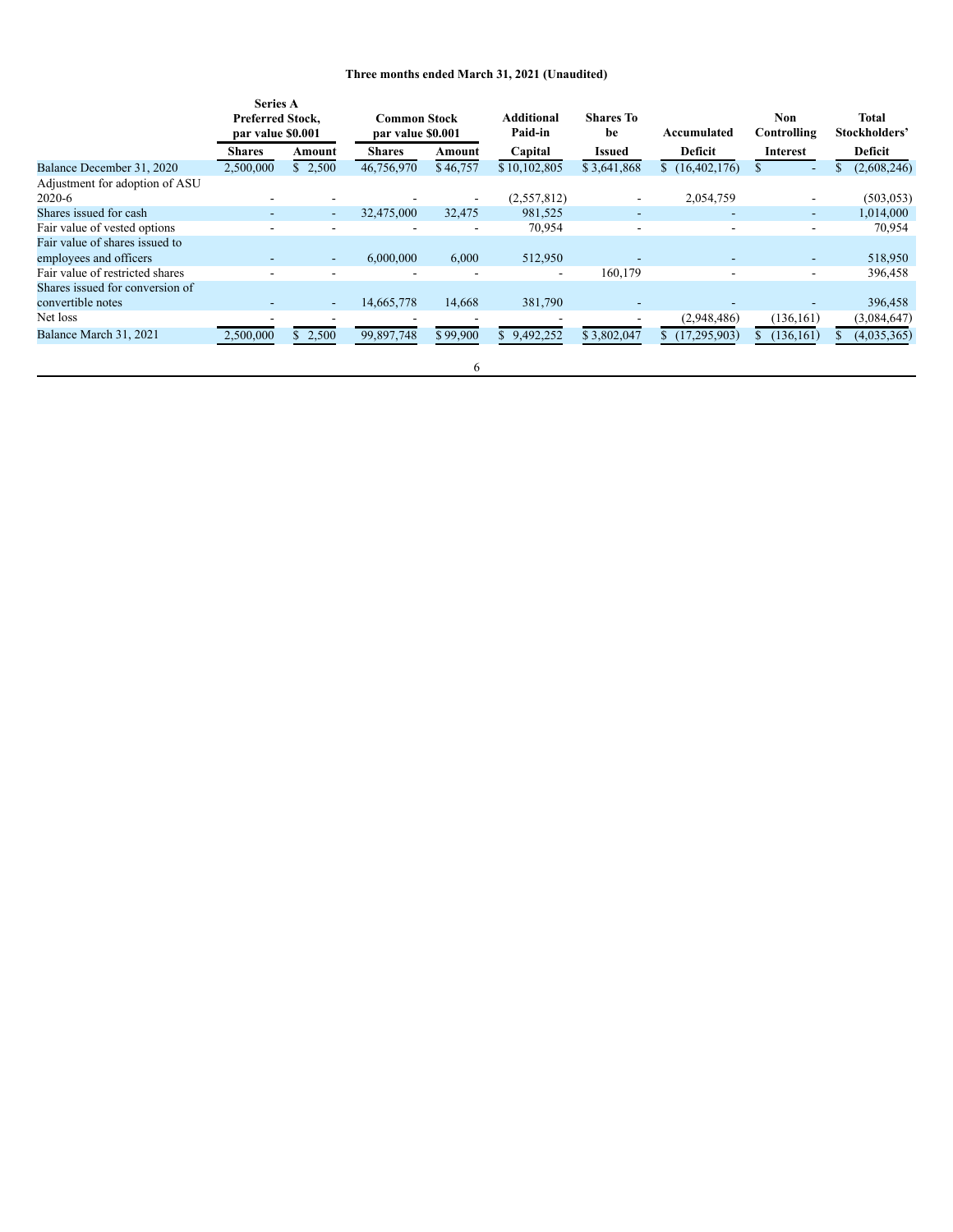**Three months ended March 31, 2021 (Unaudited)**

| | Series A Preferred Stock, par value $0.001 | | Common Stock par value $0.001 | | Additional Paid-in | Shares To be | Accumulated | Non Controlling | Total Stockholders' |
|---|---|---|---|---|---|---|---|---|---|
| | Shares | Amount | Shares | Amount | Capital | Issued | Deficit | Interest | Deficit |
| Balance December 31, 2020 | 2,500,000 | $ 2,500 | 46,756,970 | $ 46,757 | $ 10,102,805 | $ 3,641,868 | $ (16,402,176) | $ - | $ (2,608,246) |
| Adjustment for adoption of ASU 2020-6 | - | - | - | - | (2,557,812) | - | 2,054,759 | - | (503,053) |
| Shares issued for cash | - | - | 32,475,000 | 32,475 | 981,525 | - | - | - | 1,014,000 |
| Fair value of vested options | - | - | - | - | 70,954 | - | - | - | 70,954 |
| Fair value of shares issued to employees and officers | - | - | 6,000,000 | 6,000 | 512,950 | - | - | - | 518,950 |
| Fair value of restricted shares | - | - | - | - | - | 160,179 | - | - | 396,458 |
| Shares issued for conversion of convertible notes | - | - | 14,665,778 | 14,668 | 381,790 | - | - | - | 396,458 |
| Net loss | - | - | - | - | - | - | (2,948,486) | (136,161) | (3,084,647) |
| Balance March 31, 2021 | 2,500,000 | $ 2,500 | 99,897,748 | $ 99,900 | $ 9,492,252 | $ 3,802,047 | $ (17,295,903) | $ (136,161) | $ (4,035,365) |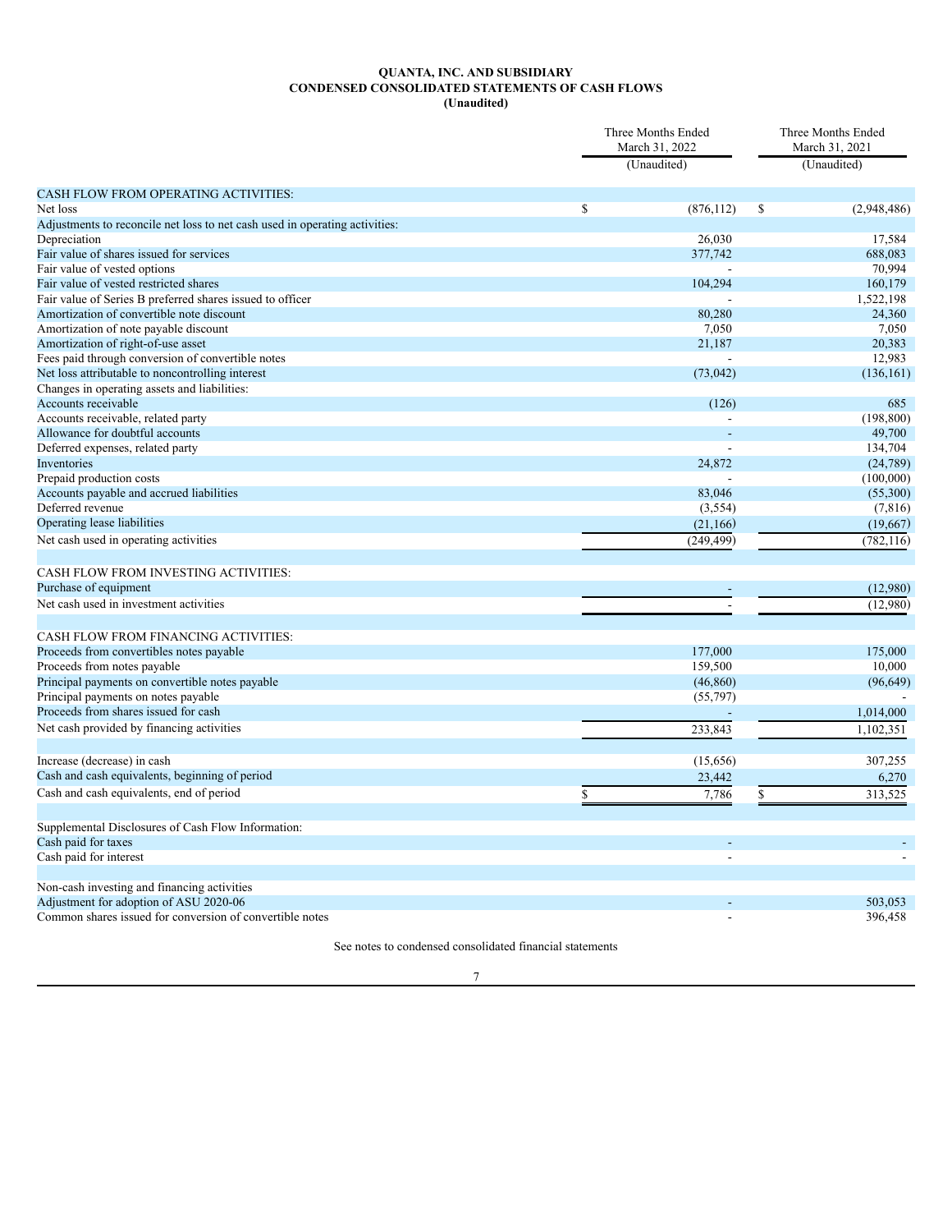**QUANTA, INC. AND SUBSIDIARY**
**CONDENSED CONSOLIDATED STATEMENTS OF CASH FLOWS**
**(Unaudited)**

| | Three Months Ended March 31, 2022 (Unaudited) | Three Months Ended March 31, 2021 (Unaudited) |
|---|---|---|
| CASH FLOW FROM OPERATING ACTIVITIES: | | |
| Net loss | $ (876,112) | $ (2,948,486) |
| Adjustments to reconcile net loss to net cash used in operating activities: | | |
| Depreciation | 26,030 | 17,584 |
| Fair value of shares issued for services | 377,742 | 688,083 |
| Fair value of vested options | - | 70,994 |
| Fair value of vested restricted shares | 104,294 | 160,179 |
| Fair value of Series B preferred shares issued to officer | - | 1,522,198 |
| Amortization of convertible note discount | 80,280 | 24,360 |
| Amortization of note payable discount | 7,050 | 7,050 |
| Amortization of right-of-use asset | 21,187 | 20,383 |
| Fees paid through conversion of convertible notes | - | 12,983 |
| Net loss attributable to noncontrolling interest | (73,042) | (136,161) |
| Changes in operating assets and liabilities: | | |
| Accounts receivable | (126) | 685 |
| Accounts receivable, related party | - | (198,800) |
| Allowance for doubtful accounts | - | 49,700 |
| Deferred expenses, related party | - | 134,704 |
| Inventories | 24,872 | (24,789) |
| Prepaid production costs | - | (100,000) |
| Accounts payable and accrued liabilities | 83,046 | (55,300) |
| Deferred revenue | (3,554) | (7,816) |
| Operating lease liabilities | (21,166) | (19,667) |
| Net cash used in operating activities | (249,499) | (782,116) |
| | | |
| CASH FLOW FROM INVESTING ACTIVITIES: | | |
| Purchase of equipment | - | (12,980) |
| Net cash used in investment activities | - | (12,980) |
| | | |
| CASH FLOW FROM FINANCING ACTIVITIES: | | |
| Proceeds from convertibles notes payable | 177,000 | 175,000 |
| Proceeds from notes payable | 159,500 | 10,000 |
| Principal payments on convertible notes payable | (46,860) | (96,649) |
| Principal payments on notes payable | (55,797) | - |
| Proceeds from shares issued for cash | - | 1,014,000 |
| Net cash provided by financing activities | 233,843 | 1,102,351 |
| | | |
| Increase (decrease) in cash | (15,656) | 307,255 |
| Cash and cash equivalents, beginning of period | 23,442 | 6,270 |
| Cash and cash equivalents, end of period | $ 7,786 | $ 313,525 |
| | | |
| Supplemental Disclosures of Cash Flow Information: | | |
| Cash paid for taxes | - | - |
| Cash paid for interest | - | - |
| | | |
| Non-cash investing and financing activities | | |
| Adjustment for adoption of ASU 2020-06 | - | 503,053 |
| Common shares issued for conversion of convertible notes | - | 396,458 |

See notes to condensed consolidated financial statements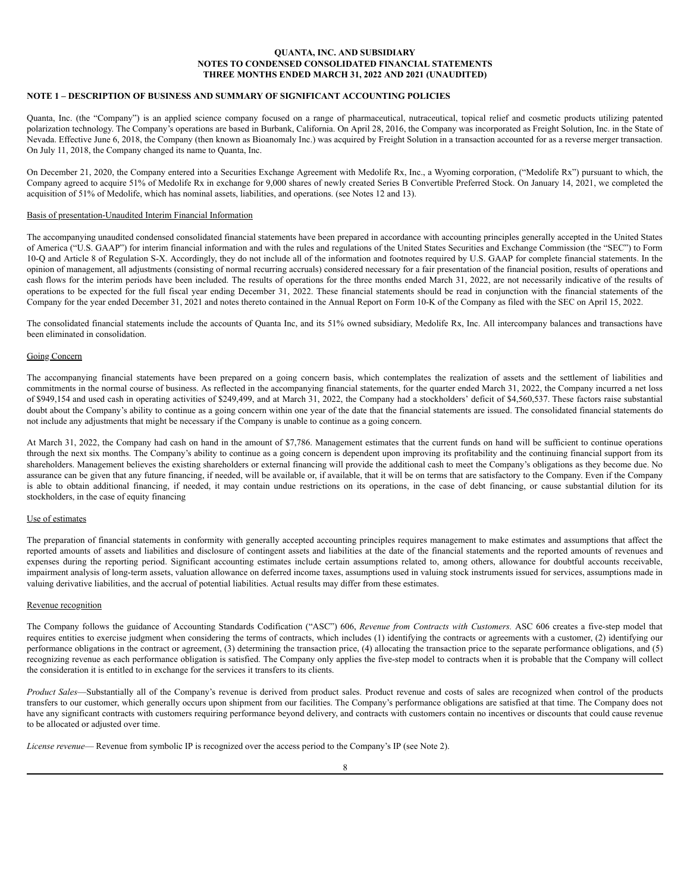**QUANTA, INC. AND SUBSIDIARY**
**NOTES TO CONDENSED CONSOLIDATED FINANCIAL STATEMENTS**
**THREE MONTHS ENDED MARCH 31, 2022 AND 2021 (UNAUDITED)**

## NOTE 1 – DESCRIPTION OF BUSINESS AND SUMMARY OF SIGNIFICANT ACCOUNTING POLICIES

Quanta, Inc. (the "Company") is an applied science company focused on a range of pharmaceutical, nutraceutical, topical relief and cosmetic products utilizing patented polarization technology. The Company's operations are based in Burbank, California. On April 28, 2016, the Company was incorporated as Freight Solution, Inc. in the State of Nevada. Effective June 6, 2018, the Company (then known as Bioanomaly Inc.) was acquired by Freight Solution in a transaction accounted for as a reverse merger transaction. On July 11, 2018, the Company changed its name to Quanta, Inc.

On December 21, 2020, the Company entered into a Securities Exchange Agreement with Medolife Rx, Inc., a Wyoming corporation, ("Medolife Rx") pursuant to which, the Company agreed to acquire 51% of Medolife Rx in exchange for 9,000 shares of newly created Series B Convertible Preferred Stock. On January 14, 2021, we completed the acquisition of 51% of Medolife, which has nominal assets, liabilities, and operations. (see Notes 12 and 13).

Basis of presentation-Unaudited Interim Financial Information

The accompanying unaudited condensed consolidated financial statements have been prepared in accordance with accounting principles generally accepted in the United States of America ("U.S. GAAP") for interim financial information and with the rules and regulations of the United States Securities and Exchange Commission (the "SEC") to Form 10-Q and Article 8 of Regulation S-X. Accordingly, they do not include all of the information and footnotes required by U.S. GAAP for complete financial statements. In the opinion of management, all adjustments (consisting of normal recurring accruals) considered necessary for a fair presentation of the financial position, results of operations and cash flows for the interim periods have been included. The results of operations for the three months ended March 31, 2022, are not necessarily indicative of the results of operations to be expected for the full fiscal year ending December 31, 2022. These financial statements should be read in conjunction with the financial statements of the Company for the year ended December 31, 2021 and notes thereto contained in the Annual Report on Form 10-K of the Company as filed with the SEC on April 15, 2022.

The consolidated financial statements include the accounts of Quanta Inc, and its 51% owned subsidiary, Medolife Rx, Inc. All intercompany balances and transactions have been eliminated in consolidation.

Going Concern

The accompanying financial statements have been prepared on a going concern basis, which contemplates the realization of assets and the settlement of liabilities and commitments in the normal course of business. As reflected in the accompanying financial statements, for the quarter ended March 31, 2022, the Company incurred a net loss of $949,154 and used cash in operating activities of $249,499, and at March 31, 2022, the Company had a stockholders' deficit of $4,560,537. These factors raise substantial doubt about the Company's ability to continue as a going concern within one year of the date that the financial statements are issued. The consolidated financial statements do not include any adjustments that might be necessary if the Company is unable to continue as a going concern.

At March 31, 2022, the Company had cash on hand in the amount of $7,786. Management estimates that the current funds on hand will be sufficient to continue operations through the next six months. The Company's ability to continue as a going concern is dependent upon improving its profitability and the continuing financial support from its shareholders. Management believes the existing shareholders or external financing will provide the additional cash to meet the Company's obligations as they become due. No assurance can be given that any future financing, if needed, will be available or, if available, that it will be on terms that are satisfactory to the Company. Even if the Company is able to obtain additional financing, if needed, it may contain undue restrictions on its operations, in the case of debt financing, or cause substantial dilution for its stockholders, in the case of equity financing

Use of estimates

The preparation of financial statements in conformity with generally accepted accounting principles requires management to make estimates and assumptions that affect the reported amounts of assets and liabilities and disclosure of contingent assets and liabilities at the date of the financial statements and the reported amounts of revenues and expenses during the reporting period. Significant accounting estimates include certain assumptions related to, among others, allowance for doubtful accounts receivable, impairment analysis of long-term assets, valuation allowance on deferred income taxes, assumptions used in valuing stock instruments issued for services, assumptions made in valuing derivative liabilities, and the accrual of potential liabilities. Actual results may differ from these estimates.

Revenue recognition

The Company follows the guidance of Accounting Standards Codification ("ASC") 606, *Revenue from Contracts with Customers.* ASC 606 creates a five-step model that requires entities to exercise judgment when considering the terms of contracts, which includes (1) identifying the contracts or agreements with a customer, (2) identifying our performance obligations in the contract or agreement, (3) determining the transaction price, (4) allocating the transaction price to the separate performance obligations, and (5) recognizing revenue as each performance obligation is satisfied. The Company only applies the five-step model to contracts when it is probable that the Company will collect the consideration it is entitled to in exchange for the services it transfers to its clients.

*Product Sales*—Substantially all of the Company's revenue is derived from product sales. Product revenue and costs of sales are recognized when control of the products transfers to our customer, which generally occurs upon shipment from our facilities. The Company's performance obligations are satisfied at that time. The Company does not have any significant contracts with customers requiring performance beyond delivery, and contracts with customers contain no incentives or discounts that could cause revenue to be allocated or adjusted over time.

*License revenue*— Revenue from symbolic IP is recognized over the access period to the Company's IP (see Note 2).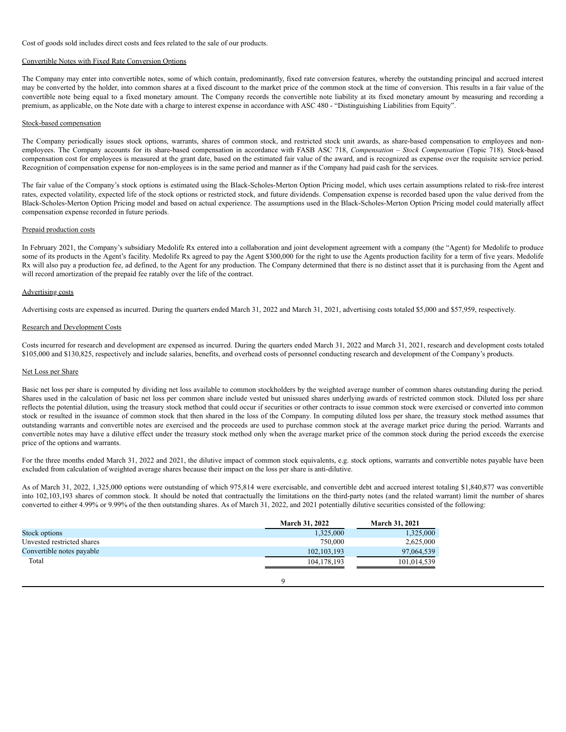Cost of goods sold includes direct costs and fees related to the sale of our products.

Convertible Notes with Fixed Rate Conversion Options

The Company may enter into convertible notes, some of which contain, predominantly, fixed rate conversion features, whereby the outstanding principal and accrued interest may be converted by the holder, into common shares at a fixed discount to the market price of the common stock at the time of conversion. This results in a fair value of the convertible note being equal to a fixed monetary amount. The Company records the convertible note liability at its fixed monetary amount by measuring and recording a premium, as applicable, on the Note date with a charge to interest expense in accordance with ASC 480 - "Distinguishing Liabilities from Equity".

Stock-based compensation

The Company periodically issues stock options, warrants, shares of common stock, and restricted stock unit awards, as share-based compensation to employees and non-employees. The Company accounts for its share-based compensation in accordance with FASB ASC 718, *Compensation – Stock Compensation* (Topic 718). Stock-based compensation cost for employees is measured at the grant date, based on the estimated fair value of the award, and is recognized as expense over the requisite service period. Recognition of compensation expense for non-employees is in the same period and manner as if the Company had paid cash for the services.

The fair value of the Company's stock options is estimated using the Black-Scholes-Merton Option Pricing model, which uses certain assumptions related to risk-free interest rates, expected volatility, expected life of the stock options or restricted stock, and future dividends. Compensation expense is recorded based upon the value derived from the Black-Scholes-Merton Option Pricing model and based on actual experience. The assumptions used in the Black-Scholes-Merton Option Pricing model could materially affect compensation expense recorded in future periods.

Prepaid production costs

In February 2021, the Company's subsidiary Medolife Rx entered into a collaboration and joint development agreement with a company (the "Agent) for Medolife to produce some of its products in the Agent's facility. Medolife Rx agreed to pay the Agent $300,000 for the right to use the Agents production facility for a term of five years. Medolife Rx will also pay a production fee, ad defined, to the Agent for any production. The Company determined that there is no distinct asset that it is purchasing from the Agent and will record amortization of the prepaid fee ratably over the life of the contract.

Advertising costs

Advertising costs are expensed as incurred. During the quarters ended March 31, 2022 and March 31, 2021, advertising costs totaled $5,000 and $57,959, respectively.

Research and Development Costs

Costs incurred for research and development are expensed as incurred. During the quarters ended March 31, 2022 and March 31, 2021, research and development costs totaled $105,000 and $130,825, respectively and include salaries, benefits, and overhead costs of personnel conducting research and development of the Company's products.

Net Loss per Share

Basic net loss per share is computed by dividing net loss available to common stockholders by the weighted average number of common shares outstanding during the period. Shares used in the calculation of basic net loss per common share include vested but unissued shares underlying awards of restricted common stock. Diluted loss per share reflects the potential dilution, using the treasury stock method that could occur if securities or other contracts to issue common stock were exercised or converted into common stock or resulted in the issuance of common stock that then shared in the loss of the Company. In computing diluted loss per share, the treasury stock method assumes that outstanding warrants and convertible notes are exercised and the proceeds are used to purchase common stock at the average market price during the period. Warrants and convertible notes may have a dilutive effect under the treasury stock method only when the average market price of the common stock during the period exceeds the exercise price of the options and warrants.

For the three months ended March 31, 2022 and 2021, the dilutive impact of common stock equivalents, e.g. stock options, warrants and convertible notes payable have been excluded from calculation of weighted average shares because their impact on the loss per share is anti-dilutive.

As of March 31, 2022, 1,325,000 options were outstanding of which 975,814 were exercisable, and convertible debt and accrued interest totaling $1,840,877 was convertible into 102,103,193 shares of common stock. It should be noted that contractually the limitations on the third-party notes (and the related warrant) limit the number of shares converted to either 4.99% or 9.99% of the then outstanding shares. As of March 31, 2022, and 2021 potentially dilutive securities consisted of the following:

| | March 31, 2022 | March 31, 2021 |
|---|---|---|
| Stock options | 1,325,000 | 1,325,000 |
| Unvested restricted shares | 750,000 | 2,625,000 |
| Convertible notes payable | 102,103,193 | 97,064,539 |
| Total | 104,178,193 | 101,014,539 |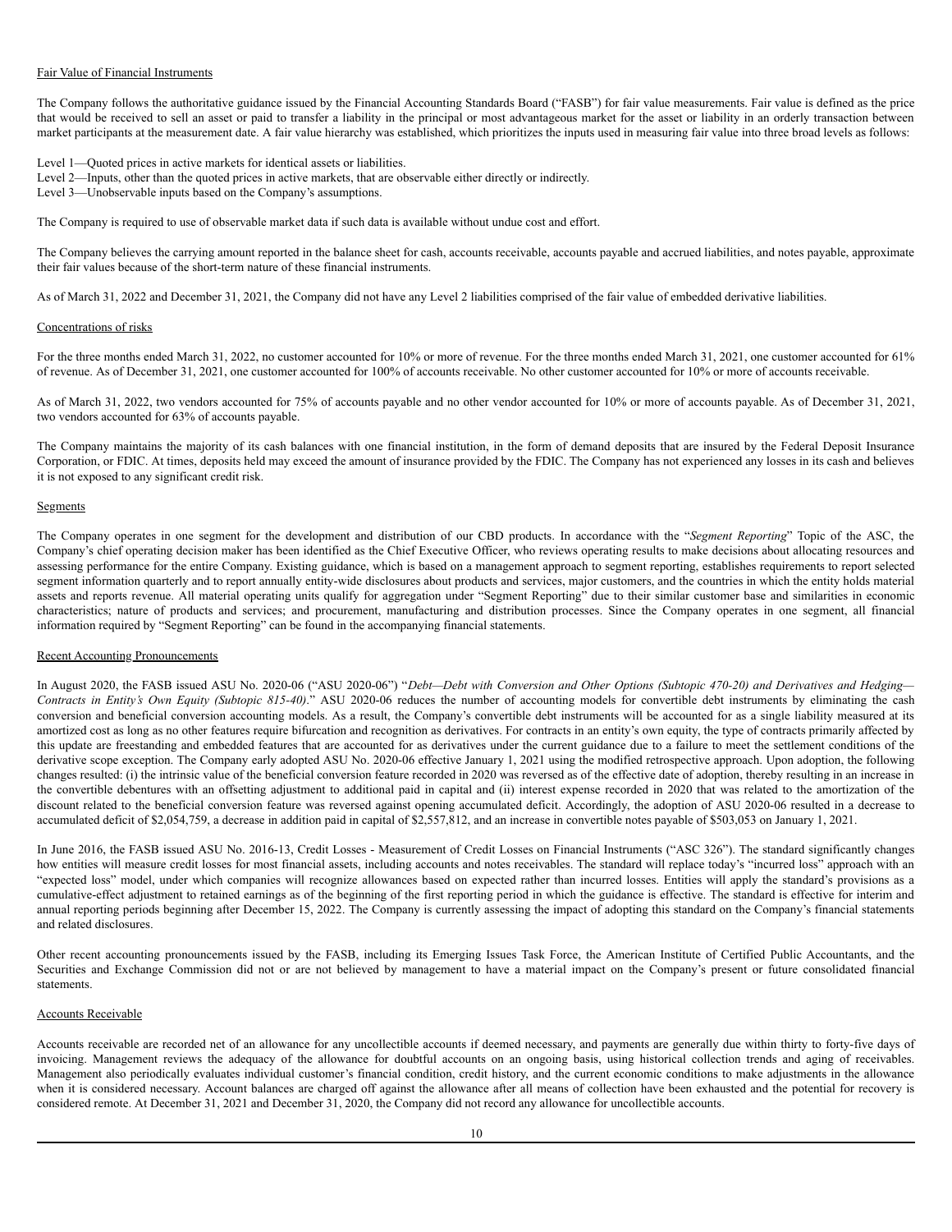Fair Value of Financial Instruments

The Company follows the authoritative guidance issued by the Financial Accounting Standards Board ("FASB") for fair value measurements. Fair value is defined as the price that would be received to sell an asset or paid to transfer a liability in the principal or most advantageous market for the asset or liability in an orderly transaction between market participants at the measurement date. A fair value hierarchy was established, which prioritizes the inputs used in measuring fair value into three broad levels as follows:

Level 1—Quoted prices in active markets for identical assets or liabilities.
Level 2—Inputs, other than the quoted prices in active markets, that are observable either directly or indirectly.
Level 3—Unobservable inputs based on the Company's assumptions.

The Company is required to use of observable market data if such data is available without undue cost and effort.

The Company believes the carrying amount reported in the balance sheet for cash, accounts receivable, accounts payable and accrued liabilities, and notes payable, approximate their fair values because of the short-term nature of these financial instruments.

As of March 31, 2022 and December 31, 2021, the Company did not have any Level 2 liabilities comprised of the fair value of embedded derivative liabilities.

Concentrations of risks

For the three months ended March 31, 2022, no customer accounted for 10% or more of revenue. For the three months ended March 31, 2021, one customer accounted for 61% of revenue. As of December 31, 2021, one customer accounted for 100% of accounts receivable. No other customer accounted for 10% or more of accounts receivable.

As of March 31, 2022, two vendors accounted for 75% of accounts payable and no other vendor accounted for 10% or more of accounts payable. As of December 31, 2021, two vendors accounted for 63% of accounts payable.

The Company maintains the majority of its cash balances with one financial institution, in the form of demand deposits that are insured by the Federal Deposit Insurance Corporation, or FDIC. At times, deposits held may exceed the amount of insurance provided by the FDIC. The Company has not experienced any losses in its cash and believes it is not exposed to any significant credit risk.

Segments

The Company operates in one segment for the development and distribution of our CBD products. In accordance with the "*Segment Reporting*" Topic of the ASC, the Company's chief operating decision maker has been identified as the Chief Executive Officer, who reviews operating results to make decisions about allocating resources and assessing performance for the entire Company. Existing guidance, which is based on a management approach to segment reporting, establishes requirements to report selected segment information quarterly and to report annually entity-wide disclosures about products and services, major customers, and the countries in which the entity holds material assets and reports revenue. All material operating units qualify for aggregation under "Segment Reporting" due to their similar customer base and similarities in economic characteristics; nature of products and services; and procurement, manufacturing and distribution processes. Since the Company operates in one segment, all financial information required by "Segment Reporting" can be found in the accompanying financial statements.

Recent Accounting Pronouncements

In August 2020, the FASB issued ASU No. 2020-06 ("ASU 2020-06") "*Debt—Debt with Conversion and Other Options (Subtopic 470-20) and Derivatives and Hedging—Contracts in Entity's Own Equity (Subtopic 815-40)*." ASU 2020-06 reduces the number of accounting models for convertible debt instruments by eliminating the cash conversion and beneficial conversion accounting models. As a result, the Company's convertible debt instruments will be accounted for as a single liability measured at its amortized cost as long as no other features require bifurcation and recognition as derivatives. For contracts in an entity's own equity, the type of contracts primarily affected by this update are freestanding and embedded features that are accounted for as derivatives under the current guidance due to a failure to meet the settlement conditions of the derivative scope exception. The Company early adopted ASU No. 2020-06 effective January 1, 2021 using the modified retrospective approach. Upon adoption, the following changes resulted: (i) the intrinsic value of the beneficial conversion feature recorded in 2020 was reversed as of the effective date of adoption, thereby resulting in an increase in the convertible debentures with an offsetting adjustment to additional paid in capital and (ii) interest expense recorded in 2020 that was related to the amortization of the discount related to the beneficial conversion feature was reversed against opening accumulated deficit. Accordingly, the adoption of ASU 2020-06 resulted in a decrease to accumulated deficit of $2,054,759, a decrease in addition paid in capital of $2,557,812, and an increase in convertible notes payable of $503,053 on January 1, 2021.

In June 2016, the FASB issued ASU No. 2016-13, Credit Losses - Measurement of Credit Losses on Financial Instruments ("ASC 326"). The standard significantly changes how entities will measure credit losses for most financial assets, including accounts and notes receivables. The standard will replace today's "incurred loss" approach with an "expected loss" model, under which companies will recognize allowances based on expected rather than incurred losses. Entities will apply the standard's provisions as a cumulative-effect adjustment to retained earnings as of the beginning of the first reporting period in which the guidance is effective. The standard is effective for interim and annual reporting periods beginning after December 15, 2022. The Company is currently assessing the impact of adopting this standard on the Company's financial statements and related disclosures.

Other recent accounting pronouncements issued by the FASB, including its Emerging Issues Task Force, the American Institute of Certified Public Accountants, and the Securities and Exchange Commission did not or are not believed by management to have a material impact on the Company's present or future consolidated financial statements.

Accounts Receivable

Accounts receivable are recorded net of an allowance for any uncollectible accounts if deemed necessary, and payments are generally due within thirty to forty-five days of invoicing. Management reviews the adequacy of the allowance for doubtful accounts on an ongoing basis, using historical collection trends and aging of receivables. Management also periodically evaluates individual customer's financial condition, credit history, and the current economic conditions to make adjustments in the allowance when it is considered necessary. Account balances are charged off against the allowance after all means of collection have been exhausted and the potential for recovery is considered remote. At December 31, 2021 and December 31, 2020, the Company did not record any allowance for uncollectible accounts.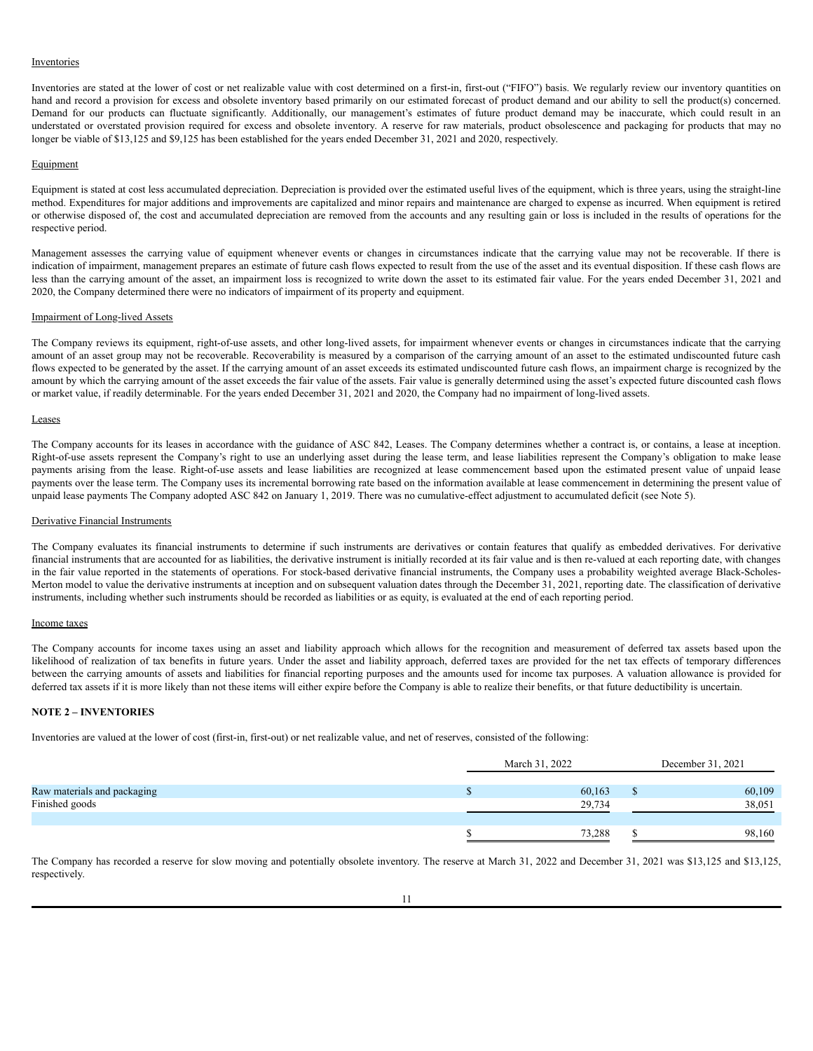Inventories

Inventories are stated at the lower of cost or net realizable value with cost determined on a first-in, first-out ("FIFO") basis. We regularly review our inventory quantities on hand and record a provision for excess and obsolete inventory based primarily on our estimated forecast of product demand and our ability to sell the product(s) concerned. Demand for our products can fluctuate significantly. Additionally, our management's estimates of future product demand may be inaccurate, which could result in an understated or overstated provision required for excess and obsolete inventory. A reserve for raw materials, product obsolescence and packaging for products that may no longer be viable of $13,125 and $9,125 has been established for the years ended December 31, 2021 and 2020, respectively.

Equipment

Equipment is stated at cost less accumulated depreciation. Depreciation is provided over the estimated useful lives of the equipment, which is three years, using the straight-line method. Expenditures for major additions and improvements are capitalized and minor repairs and maintenance are charged to expense as incurred. When equipment is retired or otherwise disposed of, the cost and accumulated depreciation are removed from the accounts and any resulting gain or loss is included in the results of operations for the respective period.

Management assesses the carrying value of equipment whenever events or changes in circumstances indicate that the carrying value may not be recoverable. If there is indication of impairment, management prepares an estimate of future cash flows expected to result from the use of the asset and its eventual disposition. If these cash flows are less than the carrying amount of the asset, an impairment loss is recognized to write down the asset to its estimated fair value. For the years ended December 31, 2021 and 2020, the Company determined there were no indicators of impairment of its property and equipment.

Impairment of Long-lived Assets

The Company reviews its equipment, right-of-use assets, and other long-lived assets, for impairment whenever events or changes in circumstances indicate that the carrying amount of an asset group may not be recoverable. Recoverability is measured by a comparison of the carrying amount of an asset to the estimated undiscounted future cash flows expected to be generated by the asset. If the carrying amount of an asset exceeds its estimated undiscounted future cash flows, an impairment charge is recognized by the amount by which the carrying amount of the asset exceeds the fair value of the assets. Fair value is generally determined using the asset's expected future discounted cash flows or market value, if readily determinable. For the years ended December 31, 2021 and 2020, the Company had no impairment of long-lived assets.

Leases

The Company accounts for its leases in accordance with the guidance of ASC 842, Leases. The Company determines whether a contract is, or contains, a lease at inception. Right-of-use assets represent the Company's right to use an underlying asset during the lease term, and lease liabilities represent the Company's obligation to make lease payments arising from the lease. Right-of-use assets and lease liabilities are recognized at lease commencement based upon the estimated present value of unpaid lease payments over the lease term. The Company uses its incremental borrowing rate based on the information available at lease commencement in determining the present value of unpaid lease payments The Company adopted ASC 842 on January 1, 2019. There was no cumulative-effect adjustment to accumulated deficit (see Note 5).

Derivative Financial Instruments

The Company evaluates its financial instruments to determine if such instruments are derivatives or contain features that qualify as embedded derivatives. For derivative financial instruments that are accounted for as liabilities, the derivative instrument is initially recorded at its fair value and is then re-valued at each reporting date, with changes in the fair value reported in the statements of operations. For stock-based derivative financial instruments, the Company uses a probability weighted average Black-Scholes-Merton model to value the derivative instruments at inception and on subsequent valuation dates through the December 31, 2021, reporting date. The classification of derivative instruments, including whether such instruments should be recorded as liabilities or as equity, is evaluated at the end of each reporting period.

Income taxes

The Company accounts for income taxes using an asset and liability approach which allows for the recognition and measurement of deferred tax assets based upon the likelihood of realization of tax benefits in future years. Under the asset and liability approach, deferred taxes are provided for the net tax effects of temporary differences between the carrying amounts of assets and liabilities for financial reporting purposes and the amounts used for income tax purposes. A valuation allowance is provided for deferred tax assets if it is more likely than not these items will either expire before the Company is able to realize their benefits, or that future deductibility is uncertain.

**NOTE 2 – INVENTORIES**

Inventories are valued at the lower of cost (first-in, first-out) or net realizable value, and net of reserves, consisted of the following:

| | March 31, 2022 | December 31, 2021 |
|---|---|---|
| Raw materials and packaging | $ 60,163 | $ 60,109 |
| Finished goods | 29,734 | 38,051 |
| | $ 73,288 | $ 98,160 |

The Company has recorded a reserve for slow moving and potentially obsolete inventory. The reserve at March 31, 2022 and December 31, 2021 was $13,125 and $13,125, respectively.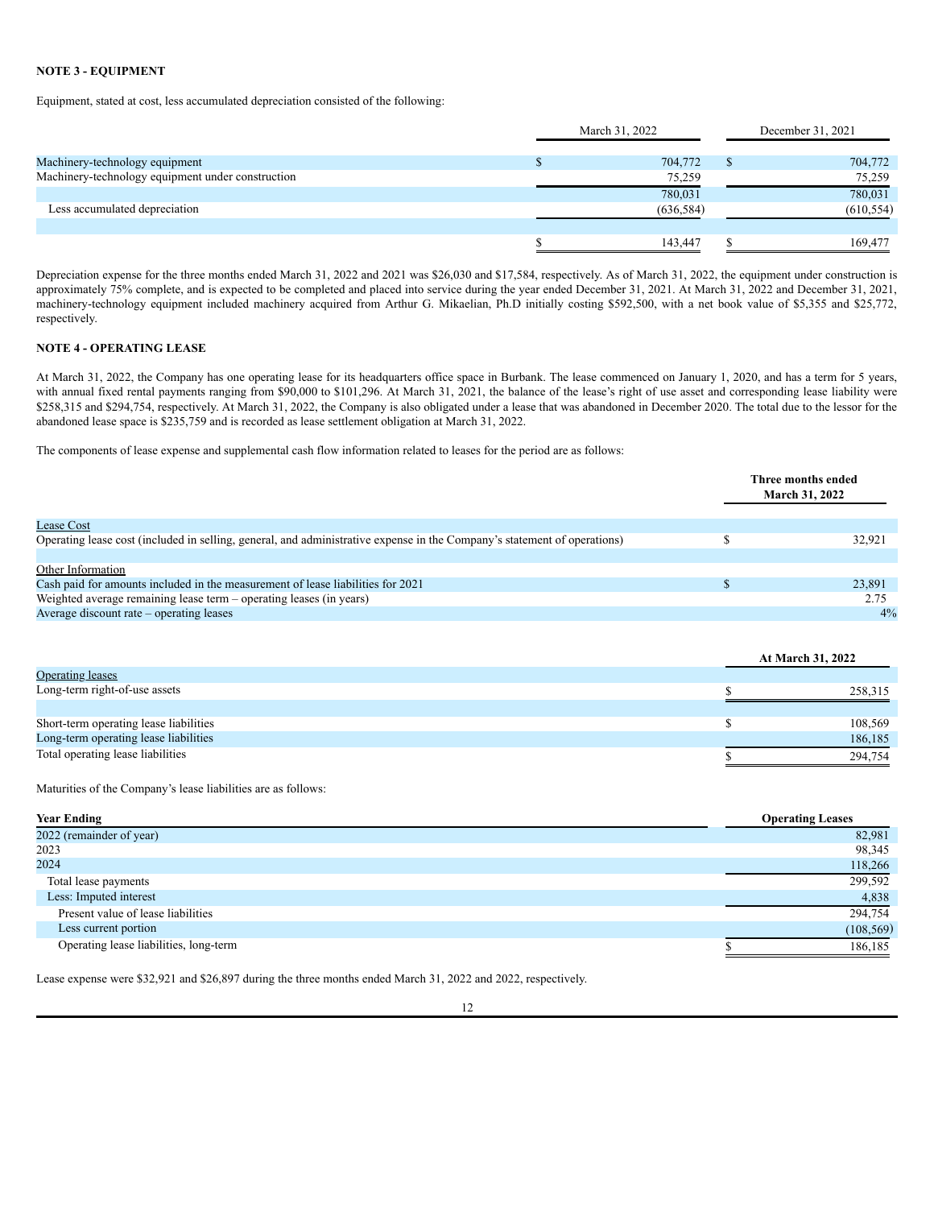**NOTE 3 - EQUIPMENT**

Equipment, stated at cost, less accumulated depreciation consisted of the following:

| | March 31, 2022 | December 31, 2021 |
|---|---|---|
| Machinery-technology equipment | $ 704,772 | $ 704,772 |
| Machinery-technology equipment under construction | 75,259 | 75,259 |
| | 780,031 | 780,031 |
| Less accumulated depreciation | (636,584) | (610,554) |
| | $ 143,447 | $ 169,477 |

Depreciation expense for the three months ended March 31, 2022 and 2021 was $26,030 and $17,584, respectively. As of March 31, 2022, the equipment under construction is approximately 75% complete, and is expected to be completed and placed into service during the year ended December 31, 2021. At March 31, 2022 and December 31, 2021, machinery-technology equipment included machinery acquired from Arthur G. Mikaelian, Ph.D initially costing $592,500, with a net book value of $5,355 and $25,772, respectively.

**NOTE 4 - OPERATING LEASE**

At March 31, 2022, the Company has one operating lease for its headquarters office space in Burbank. The lease commenced on January 1, 2020, and has a term for 5 years, with annual fixed rental payments ranging from $90,000 to $101,296. At March 31, 2021, the balance of the lease's right of use asset and corresponding lease liability were $258,315 and $294,754, respectively. At March 31, 2022, the Company is also obligated under a lease that was abandoned in December 2020. The total due to the lessor for the abandoned lease space is $235,759 and is recorded as lease settlement obligation at March 31, 2022.

The components of lease expense and supplemental cash flow information related to leases for the period are as follows:

| | Three months ended March 31, 2022 |
|---|---|
| Lease Cost | |
| Operating lease cost (included in selling, general, and administrative expense in the Company's statement of operations) | $ 32,921 |
| | |
| Other Information | |
| Cash paid for amounts included in the measurement of lease liabilities for 2021 | $ 23,891 |
| Weighted average remaining lease term – operating leases (in years) | 2.75 |
| Average discount rate – operating leases | 4% |

| | At March 31, 2022 |
|---|---|
| Operating leases | |
| Long-term right-of-use assets | $ 258,315 |
| | |
| Short-term operating lease liabilities | $ 108,569 |
| Long-term operating lease liabilities | 186,185 |
| Total operating lease liabilities | $ 294,754 |

Maturities of the Company's lease liabilities are as follows:

| Year Ending | Operating Leases |
|---|---|
| 2022 (remainder of year) | 82,981 |
| 2023 | 98,345 |
| 2024 | 118,266 |
| Total lease payments | 299,592 |
| Less: Imputed interest | 4,838 |
| Present value of lease liabilities | 294,754 |
| Less current portion | (108,569) |
| Operating lease liabilities, long-term | $ 186,185 |

Lease expense were $32,921 and $26,897 during the three months ended March 31, 2022 and 2022, respectively.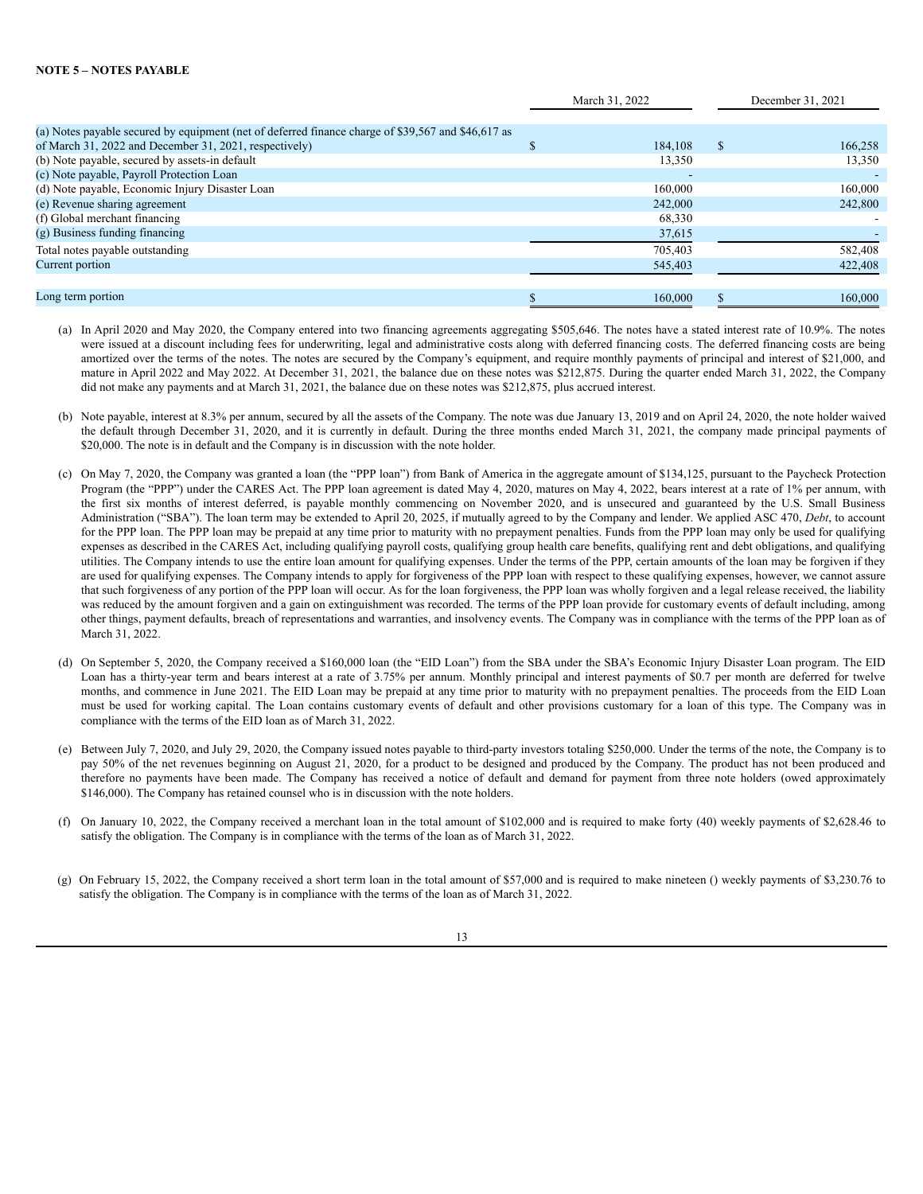**NOTE 5 – NOTES PAYABLE**

| | March 31, 2022 | December 31, 2021 |
|---|---|---|
| (a) Notes payable secured by equipment (net of deferred finance charge of $39,567 and $46,617 as of March 31, 2022 and December 31, 2021, respectively) | $ 184,108 | $ 166,258 |
| (b) Note payable, secured by assets-in default | 13,350 | 13,350 |
| (c) Note payable, Payroll Protection Loan | - | - |
| (d) Note payable, Economic Injury Disaster Loan | 160,000 | 160,000 |
| (e) Revenue sharing agreement | 242,000 | 242,800 |
| (f) Global merchant financing | 68,330 | - |
| (g) Business funding financing | 37,615 | - |
| Total notes payable outstanding | 705,403 | 582,408 |
| Current portion | 545,403 | 422,408 |
| Long term portion | $ 160,000 | $ 160,000 |

(a) In April 2020 and May 2020, the Company entered into two financing agreements aggregating $505,646. The notes have a stated interest rate of 10.9%. The notes were issued at a discount including fees for underwriting, legal and administrative costs along with deferred financing costs. The deferred financing costs are being amortized over the terms of the notes. The notes are secured by the Company's equipment, and require monthly payments of principal and interest of $21,000, and mature in April 2022 and May 2022. At December 31, 2021, the balance due on these notes was $212,875. During the quarter ended March 31, 2022, the Company did not make any payments and at March 31, 2021, the balance due on these notes was $212,875, plus accrued interest.

(b) Note payable, interest at 8.3% per annum, secured by all the assets of the Company. The note was due January 13, 2019 and on April 24, 2020, the note holder waived the default through December 31, 2020, and it is currently in default. During the three months ended March 31, 2021, the company made principal payments of $20,000. The note is in default and the Company is in discussion with the note holder.

(c) On May 7, 2020, the Company was granted a loan (the "PPP loan") from Bank of America in the aggregate amount of $134,125, pursuant to the Paycheck Protection Program (the "PPP") under the CARES Act. The PPP loan agreement is dated May 4, 2020, matures on May 4, 2022, bears interest at a rate of 1% per annum, with the first six months of interest deferred, is payable monthly commencing on November 2020, and is unsecured and guaranteed by the U.S. Small Business Administration ("SBA"). The loan term may be extended to April 20, 2025, if mutually agreed to by the Company and lender. We applied ASC 470, *Debt*, to account for the PPP loan. The PPP loan may be prepaid at any time prior to maturity with no prepayment penalties. Funds from the PPP loan may only be used for qualifying expenses as described in the CARES Act, including qualifying payroll costs, qualifying group health care benefits, qualifying rent and debt obligations, and qualifying utilities. The Company intends to use the entire loan amount for qualifying expenses. Under the terms of the PPP, certain amounts of the loan may be forgiven if they are used for qualifying expenses. The Company intends to apply for forgiveness of the PPP loan with respect to these qualifying expenses, however, we cannot assure that such forgiveness of any portion of the PPP loan will occur. As for the loan forgiveness, the PPP loan was wholly forgiven and a legal release received, the liability was reduced by the amount forgiven and a gain on extinguishment was recorded. The terms of the PPP loan provide for customary events of default including, among other things, payment defaults, breach of representations and warranties, and insolvency events. The Company was in compliance with the terms of the PPP loan as of March 31, 2022.

(d) On September 5, 2020, the Company received a $160,000 loan (the "EID Loan") from the SBA under the SBA's Economic Injury Disaster Loan program. The EID Loan has a thirty-year term and bears interest at a rate of 3.75% per annum. Monthly principal and interest payments of $0.7 per month are deferred for twelve months, and commence in June 2021. The EID Loan may be prepaid at any time prior to maturity with no prepayment penalties. The proceeds from the EID Loan must be used for working capital. The Loan contains customary events of default and other provisions customary for a loan of this type. The Company was in compliance with the terms of the EID loan as of March 31, 2022.

(e) Between July 7, 2020, and July 29, 2020, the Company issued notes payable to third-party investors totaling $250,000. Under the terms of the note, the Company is to pay 50% of the net revenues beginning on August 21, 2020, for a product to be designed and produced by the Company. The product has not been produced and therefore no payments have been made. The Company has received a notice of default and demand for payment from three note holders (owed approximately $146,000). The Company has retained counsel who is in discussion with the note holders.

(f) On January 10, 2022, the Company received a merchant loan in the total amount of $102,000 and is required to make forty (40) weekly payments of $2,628.46 to satisfy the obligation. The Company is in compliance with the terms of the loan as of March 31, 2022.

(g) On February 15, 2022, the Company received a short term loan in the total amount of $57,000 and is required to make nineteen () weekly payments of $3,230.76 to satisfy the obligation. The Company is in compliance with the terms of the loan as of March 31, 2022.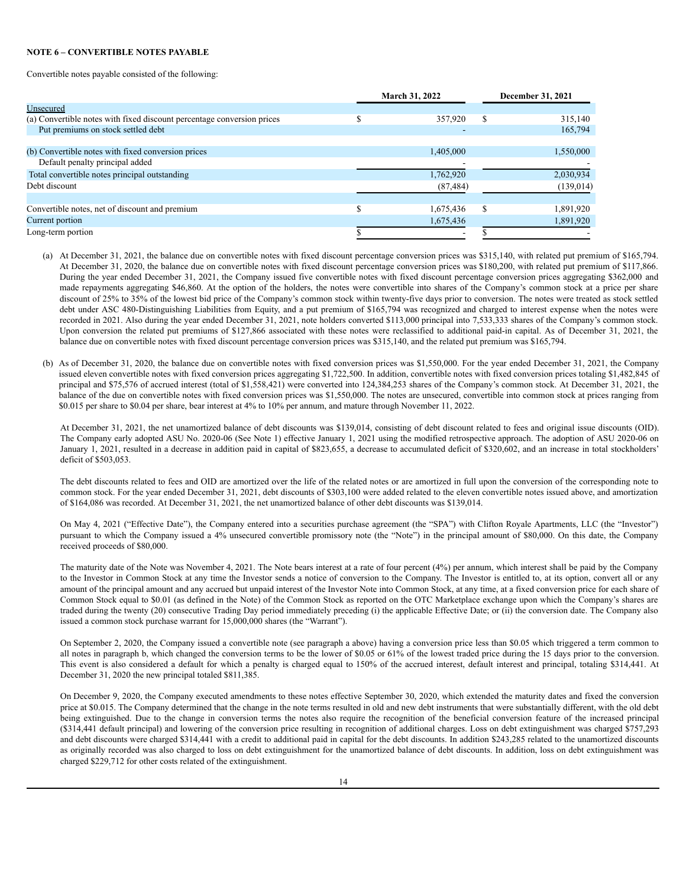**NOTE 6 – CONVERTIBLE NOTES PAYABLE**

Convertible notes payable consisted of the following:

| | March 31, 2022 | December 31, 2021 |
|---|---|---|
| Unsecured | | |
| (a) Convertible notes with fixed discount percentage conversion prices | $ 357,920 | $ 315,140 |
| Put premiums on stock settled debt | - | 165,794 |
| | | |
| (b) Convertible notes with fixed conversion prices | 1,405,000 | 1,550,000 |
| Default penalty principal added | - | - |
| Total convertible notes principal outstanding | 1,762,920 | 2,030,934 |
| Debt discount | (87,484) | (139,014) |
| | | |
| Convertible notes, net of discount and premium | $ 1,675,436 | $ 1,891,920 |
| Current portion | 1,675,436 | 1,891,920 |
| Long-term portion | $ - | $ - |

(a) At December 31, 2021, the balance due on convertible notes with fixed discount percentage conversion prices was $315,140, with related put premium of $165,794. At December 31, 2020, the balance due on convertible notes with fixed discount percentage conversion prices was $180,200, with related put premium of $117,866. During the year ended December 31, 2021, the Company issued five convertible notes with fixed discount percentage conversion prices aggregating $362,000 and made repayments aggregating $46,860. At the option of the holders, the notes were convertible into shares of the Company's common stock at a price per share discount of 25% to 35% of the lowest bid price of the Company's common stock within twenty-five days prior to conversion. The notes were treated as stock settled debt under ASC 480-Distinguishing Liabilities from Equity, and a put premium of $165,794 was recognized and charged to interest expense when the notes were recorded in 2021. Also during the year ended December 31, 2021, note holders converted $113,000 principal into 7,533,333 shares of the Company's common stock. Upon conversion the related put premiums of $127,866 associated with these notes were reclassified to additional paid-in capital. As of December 31, 2021, the balance due on convertible notes with fixed discount percentage conversion prices was $315,140, and the related put premium was $165,794.

(b) As of December 31, 2020, the balance due on convertible notes with fixed conversion prices was $1,550,000. For the year ended December 31, 2021, the Company issued eleven convertible notes with fixed conversion prices aggregating $1,722,500. In addition, convertible notes with fixed conversion prices totaling $1,482,845 of principal and $75,576 of accrued interest (total of $1,558,421) were converted into 124,384,253 shares of the Company's common stock. At December 31, 2021, the balance of the due on convertible notes with fixed conversion prices was $1,550,000. The notes are unsecured, convertible into common stock at prices ranging from $0.015 per share to $0.04 per share, bear interest at 4% to 10% per annum, and mature through November 11, 2022.

At December 31, 2021, the net unamortized balance of debt discounts was $139,014, consisting of debt discount related to fees and original issue discounts (OID). The Company early adopted ASU No. 2020-06 (See Note 1) effective January 1, 2021 using the modified retrospective approach. The adoption of ASU 2020-06 on January 1, 2021, resulted in a decrease in addition paid in capital of $823,655, a decrease to accumulated deficit of $320,602, and an increase in total stockholders' deficit of $503,053.

The debt discounts related to fees and OID are amortized over the life of the related notes or are amortized in full upon the conversion of the corresponding note to common stock. For the year ended December 31, 2021, debt discounts of $303,100 were added related to the eleven convertible notes issued above, and amortization of $164,086 was recorded. At December 31, 2021, the net unamortized balance of other debt discounts was $139,014.

On May 4, 2021 ("Effective Date"), the Company entered into a securities purchase agreement (the "SPA") with Clifton Royale Apartments, LLC (the "Investor") pursuant to which the Company issued a 4% unsecured convertible promissory note (the "Note") in the principal amount of $80,000. On this date, the Company received proceeds of $80,000.

The maturity date of the Note was November 4, 2021. The Note bears interest at a rate of four percent (4%) per annum, which interest shall be paid by the Company to the Investor in Common Stock at any time the Investor sends a notice of conversion to the Company. The Investor is entitled to, at its option, convert all or any amount of the principal amount and any accrued but unpaid interest of the Investor Note into Common Stock, at any time, at a fixed conversion price for each share of Common Stock equal to $0.01 (as defined in the Note) of the Common Stock as reported on the OTC Marketplace exchange upon which the Company's shares are traded during the twenty (20) consecutive Trading Day period immediately preceding (i) the applicable Effective Date; or (ii) the conversion date. The Company also issued a common stock purchase warrant for 15,000,000 shares (the "Warrant").

On September 2, 2020, the Company issued a convertible note (see paragraph a above) having a conversion price less than $0.05 which triggered a term common to all notes in paragraph b, which changed the conversion terms to be the lower of $0.05 or 61% of the lowest traded price during the 15 days prior to the conversion. This event is also considered a default for which a penalty is charged equal to 150% of the accrued interest, default interest and principal, totaling $314,441. At December 31, 2020 the new principal totaled $811,385.

On December 9, 2020, the Company executed amendments to these notes effective September 30, 2020, which extended the maturity dates and fixed the conversion price at $0.015. The Company determined that the change in the note terms resulted in old and new debt instruments that were substantially different, with the old debt being extinguished. Due to the change in conversion terms the notes also require the recognition of the beneficial conversion feature of the increased principal ($314,441 default principal) and lowering of the conversion price resulting in recognition of additional charges. Loss on debt extinguishment was charged $757,293 and debt discounts were charged $314,441 with a credit to additional paid in capital for the debt discounts. In addition $243,285 related to the unamortized discounts as originally recorded was also charged to loss on debt extinguishment for the unamortized balance of debt discounts. In addition, loss on debt extinguishment was charged $229,712 for other costs related of the extinguishment.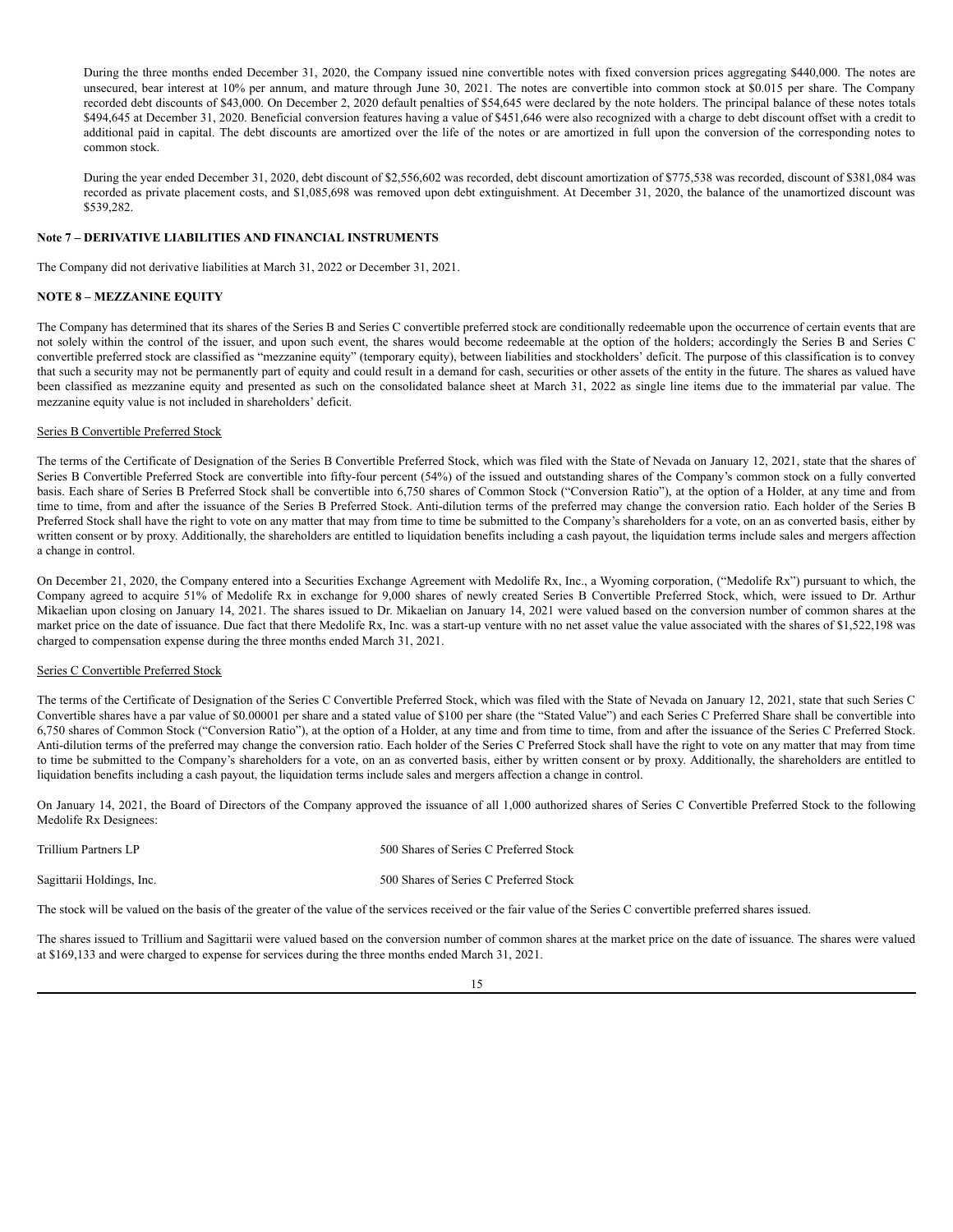During the three months ended December 31, 2020, the Company issued nine convertible notes with fixed conversion prices aggregating $440,000. The notes are unsecured, bear interest at 10% per annum, and mature through June 30, 2021. The notes are convertible into common stock at $0.015 per share. The Company recorded debt discounts of $43,000. On December 2, 2020 default penalties of $54,645 were declared by the note holders. The principal balance of these notes totals $494,645 at December 31, 2020. Beneficial conversion features having a value of $451,646 were also recognized with a charge to debt discount offset with a credit to additional paid in capital. The debt discounts are amortized over the life of the notes or are amortized in full upon the conversion of the corresponding notes to common stock.

During the year ended December 31, 2020, debt discount of $2,556,602 was recorded, debt discount amortization of $775,538 was recorded, discount of $381,084 was recorded as private placement costs, and $1,085,698 was removed upon debt extinguishment. At December 31, 2020, the balance of the unamortized discount was $539,282.

**Note 7 – DERIVATIVE LIABILITIES AND FINANCIAL INSTRUMENTS**

The Company did not derivative liabilities at March 31, 2022 or December 31, 2021.

**NOTE 8 – MEZZANINE EQUITY**

The Company has determined that its shares of the Series B and Series C convertible preferred stock are conditionally redeemable upon the occurrence of certain events that are not solely within the control of the issuer, and upon such event, the shares would become redeemable at the option of the holders; accordingly the Series B and Series C convertible preferred stock are classified as "mezzanine equity" (temporary equity), between liabilities and stockholders' deficit. The purpose of this classification is to convey that such a security may not be permanently part of equity and could result in a demand for cash, securities or other assets of the entity in the future. The shares as valued have been classified as mezzanine equity and presented as such on the consolidated balance sheet at March 31, 2022 as single line items due to the immaterial par value. The mezzanine equity value is not included in shareholders' deficit.

Series B Convertible Preferred Stock

The terms of the Certificate of Designation of the Series B Convertible Preferred Stock, which was filed with the State of Nevada on January 12, 2021, state that the shares of Series B Convertible Preferred Stock are convertible into fifty-four percent (54%) of the issued and outstanding shares of the Company's common stock on a fully converted basis. Each share of Series B Preferred Stock shall be convertible into 6,750 shares of Common Stock ("Conversion Ratio"), at the option of a Holder, at any time and from time to time, from and after the issuance of the Series B Preferred Stock. Anti-dilution terms of the preferred may change the conversion ratio. Each holder of the Series B Preferred Stock shall have the right to vote on any matter that may from time to time be submitted to the Company's shareholders for a vote, on an as converted basis, either by written consent or by proxy. Additionally, the shareholders are entitled to liquidation benefits including a cash payout, the liquidation terms include sales and mergers affection a change in control.

On December 21, 2020, the Company entered into a Securities Exchange Agreement with Medolife Rx, Inc., a Wyoming corporation, ("Medolife Rx") pursuant to which, the Company agreed to acquire 51% of Medolife Rx in exchange for 9,000 shares of newly created Series B Convertible Preferred Stock, which, were issued to Dr. Arthur Mikaelian upon closing on January 14, 2021. The shares issued to Dr. Mikaelian on January 14, 2021 were valued based on the conversion number of common shares at the market price on the date of issuance. Due fact that there Medolife Rx, Inc. was a start-up venture with no net asset value the value associated with the shares of $1,522,198 was charged to compensation expense during the three months ended March 31, 2021.

Series C Convertible Preferred Stock

The terms of the Certificate of Designation of the Series C Convertible Preferred Stock, which was filed with the State of Nevada on January 12, 2021, state that such Series C Convertible shares have a par value of $0.00001 per share and a stated value of $100 per share (the "Stated Value") and each Series C Preferred Share shall be convertible into 6,750 shares of Common Stock ("Conversion Ratio"), at the option of a Holder, at any time and from time to time, from and after the issuance of the Series C Preferred Stock. Anti-dilution terms of the preferred may change the conversion ratio. Each holder of the Series C Preferred Stock shall have the right to vote on any matter that may from time to time be submitted to the Company's shareholders for a vote, on an as converted basis, either by written consent or by proxy. Additionally, the shareholders are entitled to liquidation benefits including a cash payout, the liquidation terms include sales and mergers affection a change in control.

On January 14, 2021, the Board of Directors of the Company approved the issuance of all 1,000 authorized shares of Series C Convertible Preferred Stock to the following Medolife Rx Designees:

| | |
|---|---|
| Trillium Partners LP | 500 Shares of Series C Preferred Stock |
| Sagittarii Holdings, Inc. | 500 Shares of Series C Preferred Stock |

The stock will be valued on the basis of the greater of the value of the services received or the fair value of the Series C convertible preferred shares issued.

The shares issued to Trillium and Sagittarii were valued based on the conversion number of common shares at the market price on the date of issuance. The shares were valued at $169,133 and were charged to expense for services during the three months ended March 31, 2021.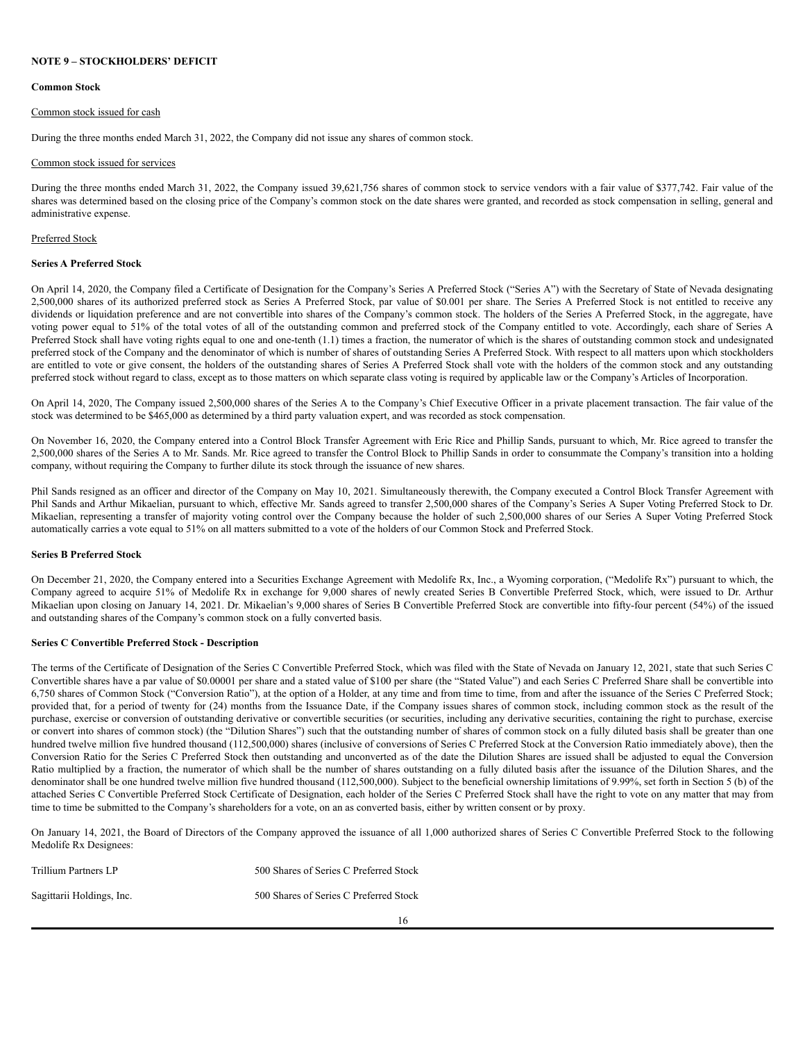**NOTE 9 – STOCKHOLDERS' DEFICIT**

**Common Stock**

Common stock issued for cash

During the three months ended March 31, 2022, the Company did not issue any shares of common stock.

Common stock issued for services

During the three months ended March 31, 2022, the Company issued 39,621,756 shares of common stock to service vendors with a fair value of $377,742. Fair value of the shares was determined based on the closing price of the Company's common stock on the date shares were granted, and recorded as stock compensation in selling, general and administrative expense.

Preferred Stock

**Series A Preferred Stock**

On April 14, 2020, the Company filed a Certificate of Designation for the Company's Series A Preferred Stock ("Series A") with the Secretary of State of Nevada designating 2,500,000 shares of its authorized preferred stock as Series A Preferred Stock, par value of $0.001 per share. The Series A Preferred Stock is not entitled to receive any dividends or liquidation preference and are not convertible into shares of the Company's common stock. The holders of the Series A Preferred Stock, in the aggregate, have voting power equal to 51% of the total votes of all of the outstanding common and preferred stock of the Company entitled to vote. Accordingly, each share of Series A Preferred Stock shall have voting rights equal to one and one-tenth (1.1) times a fraction, the numerator of which is the shares of outstanding common stock and undesignated preferred stock of the Company and the denominator of which is number of shares of outstanding Series A Preferred Stock. With respect to all matters upon which stockholders are entitled to vote or give consent, the holders of the outstanding shares of Series A Preferred Stock shall vote with the holders of the common stock and any outstanding preferred stock without regard to class, except as to those matters on which separate class voting is required by applicable law or the Company's Articles of Incorporation.

On April 14, 2020, The Company issued 2,500,000 shares of the Series A to the Company's Chief Executive Officer in a private placement transaction. The fair value of the stock was determined to be $465,000 as determined by a third party valuation expert, and was recorded as stock compensation.

On November 16, 2020, the Company entered into a Control Block Transfer Agreement with Eric Rice and Phillip Sands, pursuant to which, Mr. Rice agreed to transfer the 2,500,000 shares of the Series A to Mr. Sands. Mr. Rice agreed to transfer the Control Block to Phillip Sands in order to consummate the Company's transition into a holding company, without requiring the Company to further dilute its stock through the issuance of new shares.

Phil Sands resigned as an officer and director of the Company on May 10, 2021. Simultaneously therewith, the Company executed a Control Block Transfer Agreement with Phil Sands and Arthur Mikaelian, pursuant to which, effective Mr. Sands agreed to transfer 2,500,000 shares of the Company's Series A Super Voting Preferred Stock to Dr. Mikaelian, representing a transfer of majority voting control over the Company because the holder of such 2,500,000 shares of our Series A Super Voting Preferred Stock automatically carries a vote equal to 51% on all matters submitted to a vote of the holders of our Common Stock and Preferred Stock.

**Series B Preferred Stock**

On December 21, 2020, the Company entered into a Securities Exchange Agreement with Medolife Rx, Inc., a Wyoming corporation, ("Medolife Rx") pursuant to which, the Company agreed to acquire 51% of Medolife Rx in exchange for 9,000 shares of newly created Series B Convertible Preferred Stock, which, were issued to Dr. Arthur Mikaelian upon closing on January 14, 2021. Dr. Mikaelian's 9,000 shares of Series B Convertible Preferred Stock are convertible into fifty-four percent (54%) of the issued and outstanding shares of the Company's common stock on a fully converted basis.

**Series C Convertible Preferred Stock - Description**

The terms of the Certificate of Designation of the Series C Convertible Preferred Stock, which was filed with the State of Nevada on January 12, 2021, state that such Series C Convertible shares have a par value of $0.00001 per share and a stated value of $100 per share (the "Stated Value") and each Series C Preferred Share shall be convertible into 6,750 shares of Common Stock ("Conversion Ratio"), at the option of a Holder, at any time and from time to time, from and after the issuance of the Series C Preferred Stock; provided that, for a period of twenty for (24) months from the Issuance Date, if the Company issues shares of common stock, including common stock as the result of the purchase, exercise or conversion of outstanding derivative or convertible securities (or securities, including any derivative securities, containing the right to purchase, exercise or convert into shares of common stock) (the "Dilution Shares") such that the outstanding number of shares of common stock on a fully diluted basis shall be greater than one hundred twelve million five hundred thousand (112,500,000) shares (inclusive of conversions of Series C Preferred Stock at the Conversion Ratio immediately above), then the Conversion Ratio for the Series C Preferred Stock then outstanding and unconverted as of the date the Dilution Shares are issued shall be adjusted to equal the Conversion Ratio multiplied by a fraction, the numerator of which shall be the number of shares outstanding on a fully diluted basis after the issuance of the Dilution Shares, and the denominator shall be one hundred twelve million five hundred thousand (112,500,000). Subject to the beneficial ownership limitations of 9.99%, set forth in Section 5 (b) of the attached Series C Convertible Preferred Stock Certificate of Designation, each holder of the Series C Preferred Stock shall have the right to vote on any matter that may from time to time be submitted to the Company's shareholders for a vote, on an as converted basis, either by written consent or by proxy.

On January 14, 2021, the Board of Directors of the Company approved the issuance of all 1,000 authorized shares of Series C Convertible Preferred Stock to the following Medolife Rx Designees:

| | |
|---|---|
| Trillium Partners LP | 500 Shares of Series C Preferred Stock |
| Sagittarii Holdings, Inc. | 500 Shares of Series C Preferred Stock |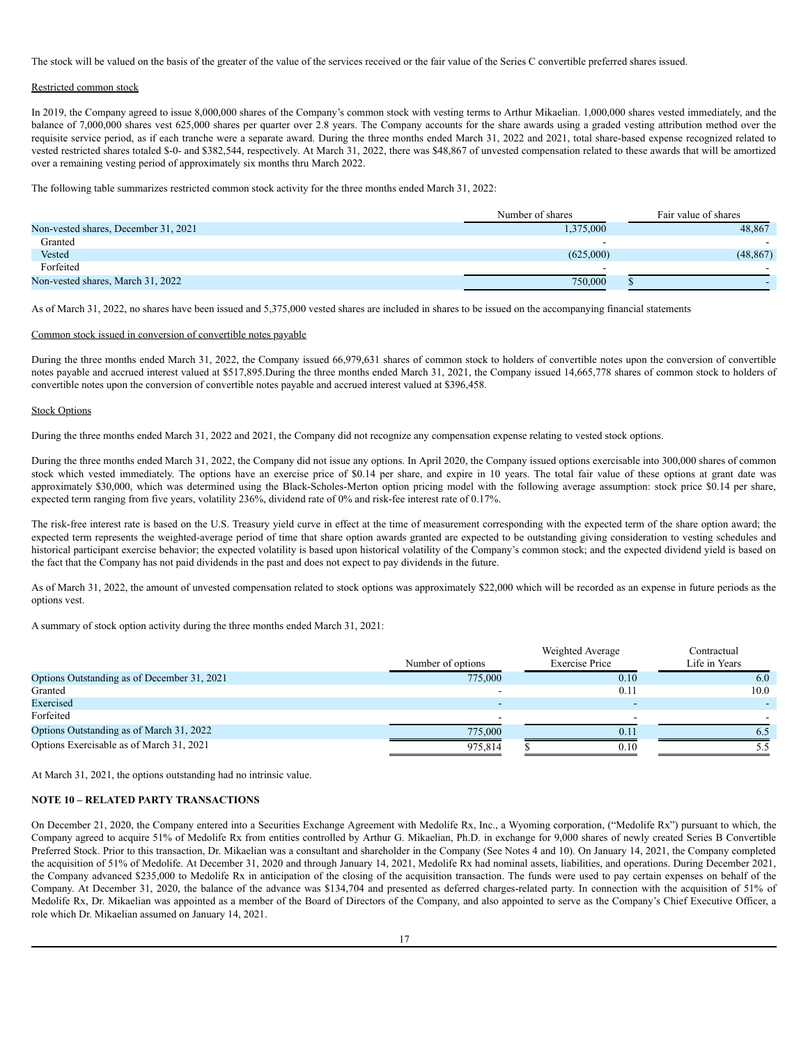The stock will be valued on the basis of the greater of the value of the services received or the fair value of the Series C convertible preferred shares issued.

Restricted common stock

In 2019, the Company agreed to issue 8,000,000 shares of the Company's common stock with vesting terms to Arthur Mikaelian. 1,000,000 shares vested immediately, and the balance of 7,000,000 shares vest 625,000 shares per quarter over 2.8 years. The Company accounts for the share awards using a graded vesting attribution method over the requisite service period, as if each tranche were a separate award. During the three months ended March 31, 2022 and 2021, total share-based expense recognized related to vested restricted shares totaled $-0- and $382,544, respectively. At March 31, 2022, there was $48,867 of unvested compensation related to these awards that will be amortized over a remaining vesting period of approximately six months thru March 2022.

The following table summarizes restricted common stock activity for the three months ended March 31, 2022:

| | Number of shares | Fair value of shares |
|---|---|---|
| Non-vested shares, December 31, 2021 | 1,375,000 | 48,867 |
| Granted | - | - |
| Vested | (625,000) | (48,867) |
| Forfeited | - | - |
| Non-vested shares, March 31, 2022 | 750,000 | $ - |

As of March 31, 2022, no shares have been issued and 5,375,000 vested shares are included in shares to be issued on the accompanying financial statements

Common stock issued in conversion of convertible notes payable

During the three months ended March 31, 2022, the Company issued 66,979,631 shares of common stock to holders of convertible notes upon the conversion of convertible notes payable and accrued interest valued at $517,895.During the three months ended March 31, 2021, the Company issued 14,665,778 shares of common stock to holders of convertible notes upon the conversion of convertible notes payable and accrued interest valued at $396,458.

Stock Options

During the three months ended March 31, 2022 and 2021, the Company did not recognize any compensation expense relating to vested stock options.

During the three months ended March 31, 2022, the Company did not issue any options. In April 2020, the Company issued options exercisable into 300,000 shares of common stock which vested immediately. The options have an exercise price of $0.14 per share, and expire in 10 years. The total fair value of these options at grant date was approximately $30,000, which was determined using the Black-Scholes-Merton option pricing model with the following average assumption: stock price $0.14 per share, expected term ranging from five years, volatility 236%, dividend rate of 0% and risk-fee interest rate of 0.17%.

The risk-free interest rate is based on the U.S. Treasury yield curve in effect at the time of measurement corresponding with the expected term of the share option award; the expected term represents the weighted-average period of time that share option awards granted are expected to be outstanding giving consideration to vesting schedules and historical participant exercise behavior; the expected volatility is based upon historical volatility of the Company's common stock; and the expected dividend yield is based on the fact that the Company has not paid dividends in the past and does not expect to pay dividends in the future.

As of March 31, 2022, the amount of unvested compensation related to stock options was approximately $22,000 which will be recorded as an expense in future periods as the options vest.

A summary of stock option activity during the three months ended March 31, 2021:

| | Number of options | Weighted Average Exercise Price | Contractual Life in Years |
|---|---|---|---|
| Options Outstanding as of December 31, 2021 | 775,000 | 0.10 | 6.0 |
| Granted | - | 0.11 | 10.0 |
| Exercised | - | - | - |
| Forfeited | - | - | - |
| Options Outstanding as of March 31, 2022 | 775,000 | 0.11 | 6.5 |
| Options Exercisable as of March 31, 2021 | 975,814 | $ 0.10 | 5.5 |

At March 31, 2021, the options outstanding had no intrinsic value.

**NOTE 10 – RELATED PARTY TRANSACTIONS**

On December 21, 2020, the Company entered into a Securities Exchange Agreement with Medolife Rx, Inc., a Wyoming corporation, ("Medolife Rx") pursuant to which, the Company agreed to acquire 51% of Medolife Rx from entities controlled by Arthur G. Mikaelian, Ph.D. in exchange for 9,000 shares of newly created Series B Convertible Preferred Stock. Prior to this transaction, Dr. Mikaelian was a consultant and shareholder in the Company (See Notes 4 and 10). On January 14, 2021, the Company completed the acquisition of 51% of Medolife. At December 31, 2020 and through January 14, 2021, Medolife Rx had nominal assets, liabilities, and operations. During December 2021, the Company advanced $235,000 to Medolife Rx in anticipation of the closing of the acquisition transaction. The funds were used to pay certain expenses on behalf of the Company. At December 31, 2020, the balance of the advance was $134,704 and presented as deferred charges-related party. In connection with the acquisition of 51% of Medolife Rx, Dr. Mikaelian was appointed as a member of the Board of Directors of the Company, and also appointed to serve as the Company's Chief Executive Officer, a role which Dr. Mikaelian assumed on January 14, 2021.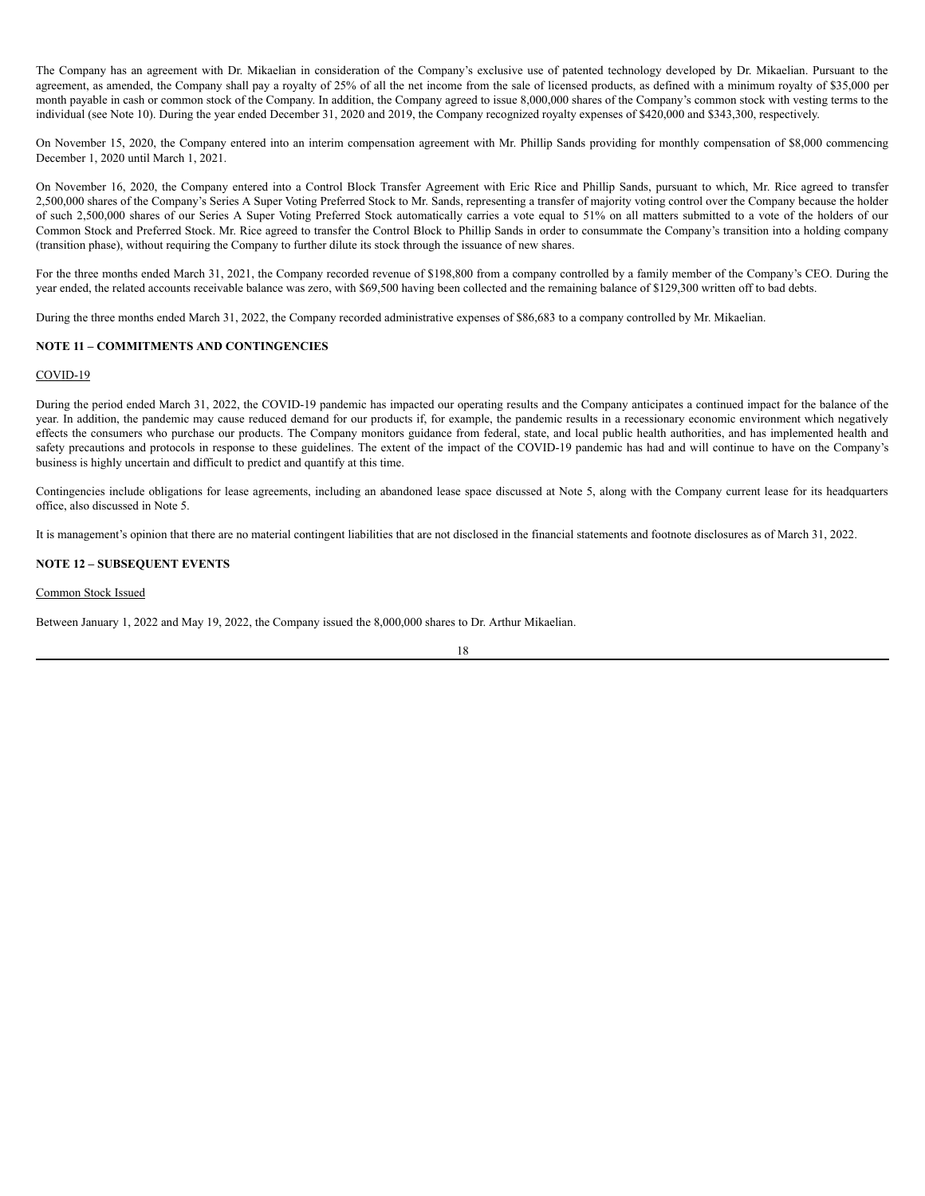The Company has an agreement with Dr. Mikaelian in consideration of the Company's exclusive use of patented technology developed by Dr. Mikaelian. Pursuant to the agreement, as amended, the Company shall pay a royalty of 25% of all the net income from the sale of licensed products, as defined with a minimum royalty of $35,000 per month payable in cash or common stock of the Company. In addition, the Company agreed to issue 8,000,000 shares of the Company's common stock with vesting terms to the individual (see Note 10). During the year ended December 31, 2020 and 2019, the Company recognized royalty expenses of $420,000 and $343,300, respectively.

On November 15, 2020, the Company entered into an interim compensation agreement with Mr. Phillip Sands providing for monthly compensation of $8,000 commencing December 1, 2020 until March 1, 2021.

On November 16, 2020, the Company entered into a Control Block Transfer Agreement with Eric Rice and Phillip Sands, pursuant to which, Mr. Rice agreed to transfer 2,500,000 shares of the Company's Series A Super Voting Preferred Stock to Mr. Sands, representing a transfer of majority voting control over the Company because the holder of such 2,500,000 shares of our Series A Super Voting Preferred Stock automatically carries a vote equal to 51% on all matters submitted to a vote of the holders of our Common Stock and Preferred Stock. Mr. Rice agreed to transfer the Control Block to Phillip Sands in order to consummate the Company's transition into a holding company (transition phase), without requiring the Company to further dilute its stock through the issuance of new shares.

For the three months ended March 31, 2021, the Company recorded revenue of $198,800 from a company controlled by a family member of the Company's CEO. During the year ended, the related accounts receivable balance was zero, with $69,500 having been collected and the remaining balance of $129,300 written off to bad debts.

During the three months ended March 31, 2022, the Company recorded administrative expenses of $86,683 to a company controlled by Mr. Mikaelian.

## NOTE 11 – COMMITMENTS AND CONTINGENCIES

COVID-19

During the period ended March 31, 2022, the COVID-19 pandemic has impacted our operating results and the Company anticipates a continued impact for the balance of the year. In addition, the pandemic may cause reduced demand for our products if, for example, the pandemic results in a recessionary economic environment which negatively effects the consumers who purchase our products. The Company monitors guidance from federal, state, and local public health authorities, and has implemented health and safety precautions and protocols in response to these guidelines. The extent of the impact of the COVID-19 pandemic has had and will continue to have on the Company's business is highly uncertain and difficult to predict and quantify at this time.

Contingencies include obligations for lease agreements, including an abandoned lease space discussed at Note 5, along with the Company current lease for its headquarters office, also discussed in Note 5.

It is management's opinion that there are no material contingent liabilities that are not disclosed in the financial statements and footnote disclosures as of March 31, 2022.

## NOTE 12 – SUBSEQUENT EVENTS

Common Stock Issued

Between January 1, 2022 and May 19, 2022, the Company issued the 8,000,000 shares to Dr. Arthur Mikaelian.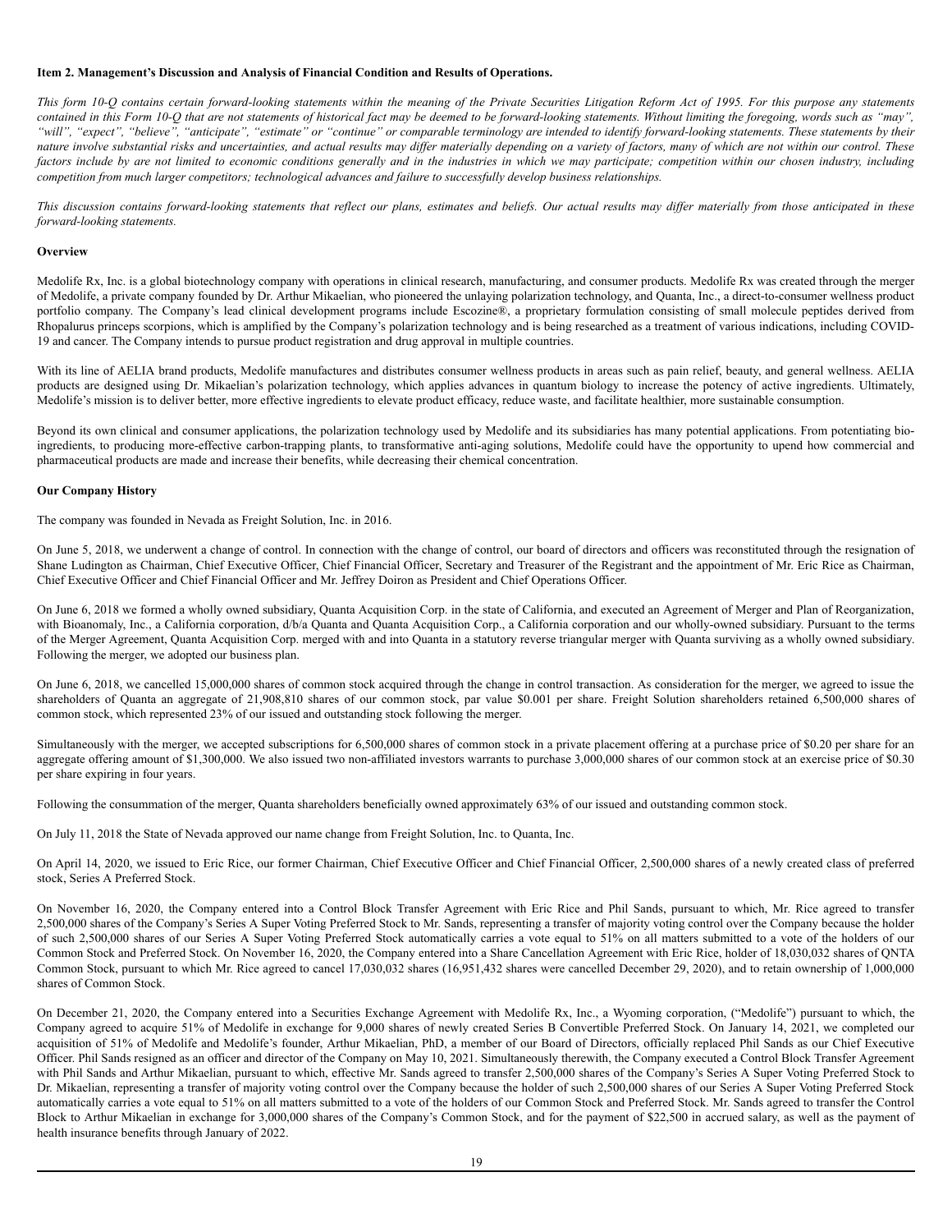**Item 2. Management's Discussion and Analysis of Financial Condition and Results of Operations.**

*This form 10-Q contains certain forward-looking statements within the meaning of the Private Securities Litigation Reform Act of 1995. For this purpose any statements contained in this Form 10-Q that are not statements of historical fact may be deemed to be forward-looking statements. Without limiting the foregoing, words such as "may", "will", "expect", "believe", "anticipate", "estimate" or "continue" or comparable terminology are intended to identify forward-looking statements. These statements by their nature involve substantial risks and uncertainties, and actual results may differ materially depending on a variety of factors, many of which are not within our control. These factors include by are not limited to economic conditions generally and in the industries in which we may participate; competition within our chosen industry, including competition from much larger competitors; technological advances and failure to successfully develop business relationships.*

*This discussion contains forward-looking statements that reflect our plans, estimates and beliefs. Our actual results may differ materially from those anticipated in these forward-looking statements.*

**Overview**

Medolife Rx, Inc. is a global biotechnology company with operations in clinical research, manufacturing, and consumer products. Medolife Rx was created through the merger of Medolife, a private company founded by Dr. Arthur Mikaelian, who pioneered the unlaying polarization technology, and Quanta, Inc., a direct-to-consumer wellness product portfolio company. The Company's lead clinical development programs include Escozine®, a proprietary formulation consisting of small molecule peptides derived from Rhopalurus princeps scorpions, which is amplified by the Company's polarization technology and is being researched as a treatment of various indications, including COVID-19 and cancer. The Company intends to pursue product registration and drug approval in multiple countries.

With its line of AELIA brand products, Medolife manufactures and distributes consumer wellness products in areas such as pain relief, beauty, and general wellness. AELIA products are designed using Dr. Mikaelian's polarization technology, which applies advances in quantum biology to increase the potency of active ingredients. Ultimately, Medolife's mission is to deliver better, more effective ingredients to elevate product efficacy, reduce waste, and facilitate healthier, more sustainable consumption.

Beyond its own clinical and consumer applications, the polarization technology used by Medolife and its subsidiaries has many potential applications. From potentiating bio-ingredients, to producing more-effective carbon-trapping plants, to transformative anti-aging solutions, Medolife could have the opportunity to upend how commercial and pharmaceutical products are made and increase their benefits, while decreasing their chemical concentration.

**Our Company History**

The company was founded in Nevada as Freight Solution, Inc. in 2016.

On June 5, 2018, we underwent a change of control. In connection with the change of control, our board of directors and officers was reconstituted through the resignation of Shane Ludington as Chairman, Chief Executive Officer, Chief Financial Officer, Secretary and Treasurer of the Registrant and the appointment of Mr. Eric Rice as Chairman, Chief Executive Officer and Chief Financial Officer and Mr. Jeffrey Doiron as President and Chief Operations Officer.

On June 6, 2018 we formed a wholly owned subsidiary, Quanta Acquisition Corp. in the state of California, and executed an Agreement of Merger and Plan of Reorganization, with Bioanomaly, Inc., a California corporation, d/b/a Quanta and Quanta Acquisition Corp., a California corporation and our wholly-owned subsidiary. Pursuant to the terms of the Merger Agreement, Quanta Acquisition Corp. merged with and into Quanta in a statutory reverse triangular merger with Quanta surviving as a wholly owned subsidiary. Following the merger, we adopted our business plan.

On June 6, 2018, we cancelled 15,000,000 shares of common stock acquired through the change in control transaction. As consideration for the merger, we agreed to issue the shareholders of Quanta an aggregate of 21,908,810 shares of our common stock, par value $0.001 per share. Freight Solution shareholders retained 6,500,000 shares of common stock, which represented 23% of our issued and outstanding stock following the merger.

Simultaneously with the merger, we accepted subscriptions for 6,500,000 shares of common stock in a private placement offering at a purchase price of $0.20 per share for an aggregate offering amount of $1,300,000. We also issued two non-affiliated investors warrants to purchase 3,000,000 shares of our common stock at an exercise price of $0.30 per share expiring in four years.

Following the consummation of the merger, Quanta shareholders beneficially owned approximately 63% of our issued and outstanding common stock.

On July 11, 2018 the State of Nevada approved our name change from Freight Solution, Inc. to Quanta, Inc.

On April 14, 2020, we issued to Eric Rice, our former Chairman, Chief Executive Officer and Chief Financial Officer, 2,500,000 shares of a newly created class of preferred stock, Series A Preferred Stock.

On November 16, 2020, the Company entered into a Control Block Transfer Agreement with Eric Rice and Phil Sands, pursuant to which, Mr. Rice agreed to transfer 2,500,000 shares of the Company's Series A Super Voting Preferred Stock to Mr. Sands, representing a transfer of majority voting control over the Company because the holder of such 2,500,000 shares of our Series A Super Voting Preferred Stock automatically carries a vote equal to 51% on all matters submitted to a vote of the holders of our Common Stock and Preferred Stock. On November 16, 2020, the Company entered into a Share Cancellation Agreement with Eric Rice, holder of 18,030,032 shares of QNTA Common Stock, pursuant to which Mr. Rice agreed to cancel 17,030,032 shares (16,951,432 shares were cancelled December 29, 2020), and to retain ownership of 1,000,000 shares of Common Stock.

On December 21, 2020, the Company entered into a Securities Exchange Agreement with Medolife Rx, Inc., a Wyoming corporation, ("Medolife") pursuant to which, the Company agreed to acquire 51% of Medolife in exchange for 9,000 shares of newly created Series B Convertible Preferred Stock. On January 14, 2021, we completed our acquisition of 51% of Medolife and Medolife's founder, Arthur Mikaelian, PhD, a member of our Board of Directors, officially replaced Phil Sands as our Chief Executive Officer. Phil Sands resigned as an officer and director of the Company on May 10, 2021. Simultaneously therewith, the Company executed a Control Block Transfer Agreement with Phil Sands and Arthur Mikaelian, pursuant to which, effective Mr. Sands agreed to transfer 2,500,000 shares of the Company's Series A Super Voting Preferred Stock to Dr. Mikaelian, representing a transfer of majority voting control over the Company because the holder of such 2,500,000 shares of our Series A Super Voting Preferred Stock automatically carries a vote equal to 51% on all matters submitted to a vote of the holders of our Common Stock and Preferred Stock. Mr. Sands agreed to transfer the Control Block to Arthur Mikaelian in exchange for 3,000,000 shares of the Company's Common Stock, and for the payment of $22,500 in accrued salary, as well as the payment of health insurance benefits through January of 2022.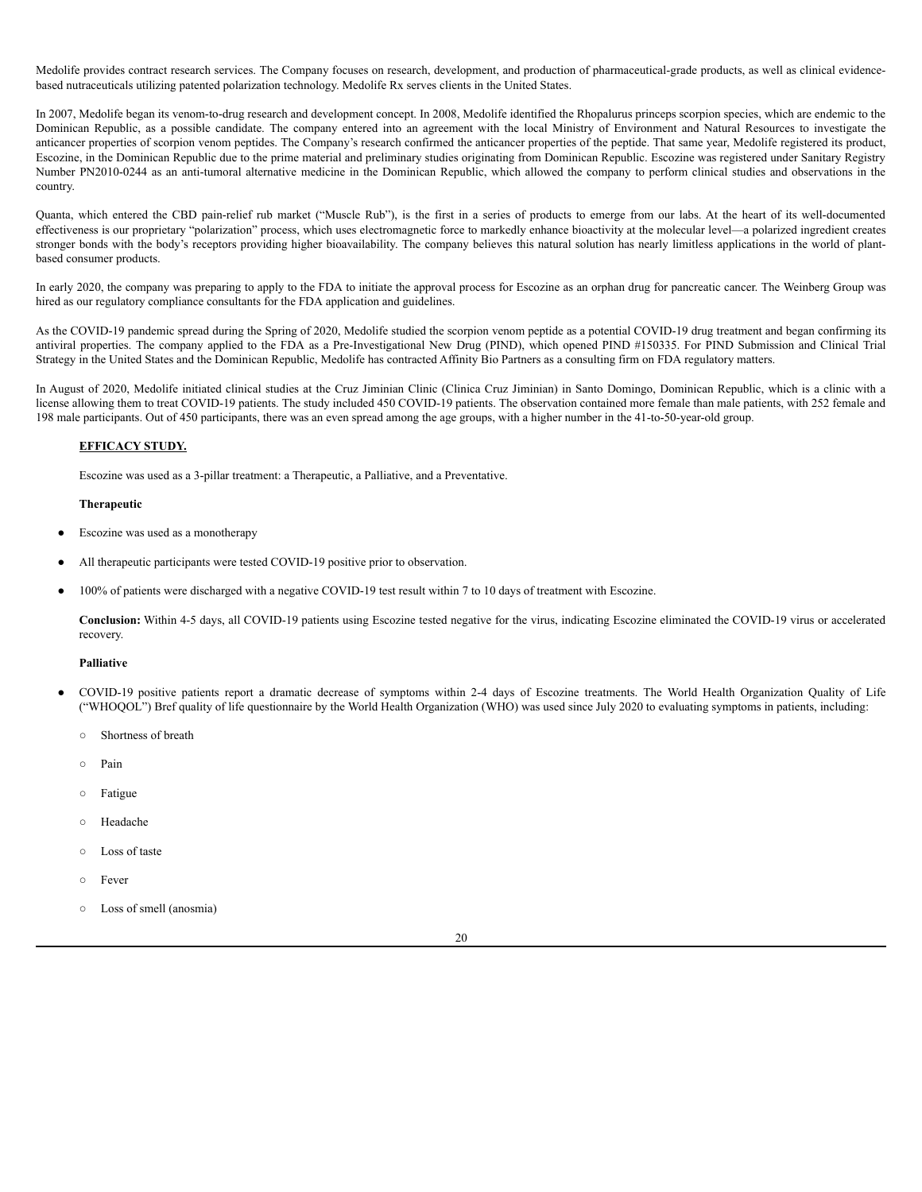Medolife provides contract research services. The Company focuses on research, development, and production of pharmaceutical-grade products, as well as clinical evidence-based nutraceuticals utilizing patented polarization technology. Medolife Rx serves clients in the United States.

In 2007, Medolife began its venom-to-drug research and development concept. In 2008, Medolife identified the Rhopalurus princeps scorpion species, which are endemic to the Dominican Republic, as a possible candidate. The company entered into an agreement with the local Ministry of Environment and Natural Resources to investigate the anticancer properties of scorpion venom peptides. The Company's research confirmed the anticancer properties of the peptide. That same year, Medolife registered its product, Escozine, in the Dominican Republic due to the prime material and preliminary studies originating from Dominican Republic. Escozine was registered under Sanitary Registry Number PN2010-0244 as an anti-tumoral alternative medicine in the Dominican Republic, which allowed the company to perform clinical studies and observations in the country.

Quanta, which entered the CBD pain-relief rub market ("Muscle Rub"), is the first in a series of products to emerge from our labs. At the heart of its well-documented effectiveness is our proprietary "polarization" process, which uses electromagnetic force to markedly enhance bioactivity at the molecular level—a polarized ingredient creates stronger bonds with the body's receptors providing higher bioavailability. The company believes this natural solution has nearly limitless applications in the world of plant-based consumer products.

In early 2020, the company was preparing to apply to the FDA to initiate the approval process for Escozine as an orphan drug for pancreatic cancer. The Weinberg Group was hired as our regulatory compliance consultants for the FDA application and guidelines.

As the COVID-19 pandemic spread during the Spring of 2020, Medolife studied the scorpion venom peptide as a potential COVID-19 drug treatment and began confirming its antiviral properties. The company applied to the FDA as a Pre-Investigational New Drug (PIND), which opened PIND #150335. For PIND Submission and Clinical Trial Strategy in the United States and the Dominican Republic, Medolife has contracted Affinity Bio Partners as a consulting firm on FDA regulatory matters.

In August of 2020, Medolife initiated clinical studies at the Cruz Jiminian Clinic (Clinica Cruz Jiminian) in Santo Domingo, Dominican Republic, which is a clinic with a license allowing them to treat COVID-19 patients. The study included 450 COVID-19 patients. The observation contained more female than male patients, with 252 female and 198 male participants. Out of 450 participants, there was an even spread among the age groups, with a higher number in the 41-to-50-year-old group.

**EFFICACY STUDY.**

Escozine was used as a 3-pillar treatment: a Therapeutic, a Palliative, and a Preventative.

**Therapeutic**

- Escozine was used as a monotherapy
- All therapeutic participants were tested COVID-19 positive prior to observation.
- 100% of patients were discharged with a negative COVID-19 test result within 7 to 10 days of treatment with Escozine.

**Conclusion:** Within 4-5 days, all COVID-19 patients using Escozine tested negative for the virus, indicating Escozine eliminated the COVID-19 virus or accelerated recovery.

**Palliative**

- COVID-19 positive patients report a dramatic decrease of symptoms within 2-4 days of Escozine treatments. The World Health Organization Quality of Life ("WHOQOL") Bref quality of life questionnaire by the World Health Organization (WHO) was used since July 2020 to evaluating symptoms in patients, including:
  - Shortness of breath
  - Pain
  - Fatigue
  - Headache
  - Loss of taste
  - Fever
  - Loss of smell (anosmia)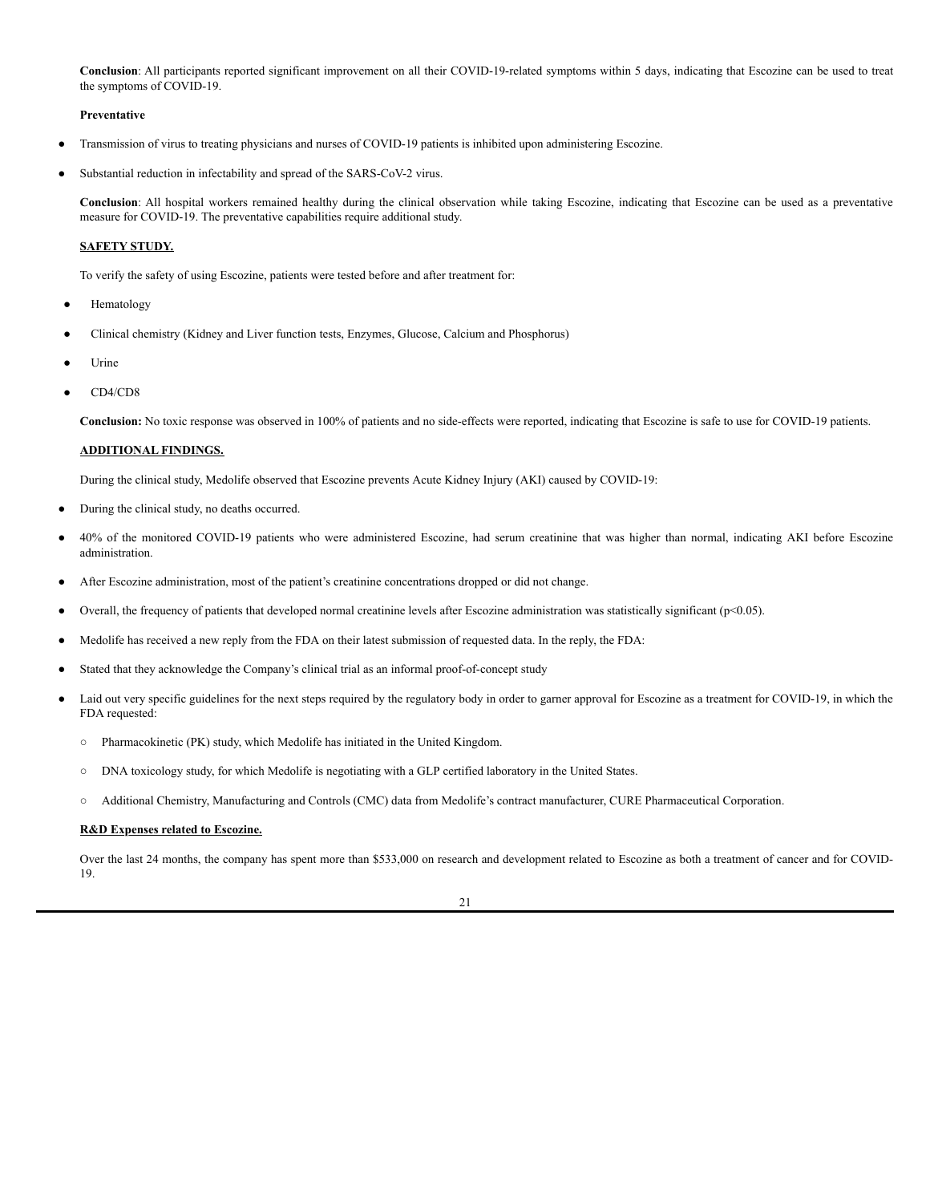**Conclusion**: All participants reported significant improvement on all their COVID-19-related symptoms within 5 days, indicating that Escozine can be used to treat the symptoms of COVID-19.

**Preventative**

- Transmission of virus to treating physicians and nurses of COVID-19 patients is inhibited upon administering Escozine.
- Substantial reduction in infectability and spread of the SARS-CoV-2 virus.

**Conclusion**: All hospital workers remained healthy during the clinical observation while taking Escozine, indicating that Escozine can be used as a preventative measure for COVID-19. The preventative capabilities require additional study.

**SAFETY STUDY.**

To verify the safety of using Escozine, patients were tested before and after treatment for:

- Hematology
- Clinical chemistry (Kidney and Liver function tests, Enzymes, Glucose, Calcium and Phosphorus)
- Urine
- CD4/CD8

**Conclusion:** No toxic response was observed in 100% of patients and no side-effects were reported, indicating that Escozine is safe to use for COVID-19 patients.

**ADDITIONAL FINDINGS.**

During the clinical study, Medolife observed that Escozine prevents Acute Kidney Injury (AKI) caused by COVID-19:

- During the clinical study, no deaths occurred.
- 40% of the monitored COVID-19 patients who were administered Escozine, had serum creatinine that was higher than normal, indicating AKI before Escozine administration.
- After Escozine administration, most of the patient's creatinine concentrations dropped or did not change.
- Overall, the frequency of patients that developed normal creatinine levels after Escozine administration was statistically significant ($p<0.05$).
- Medolife has received a new reply from the FDA on their latest submission of requested data. In the reply, the FDA:
- Stated that they acknowledge the Company's clinical trial as an informal proof-of-concept study
- Laid out very specific guidelines for the next steps required by the regulatory body in order to garner approval for Escozine as a treatment for COVID-19, in which the FDA requested:
  - Pharmacokinetic (PK) study, which Medolife has initiated in the United Kingdom.
  - DNA toxicology study, for which Medolife is negotiating with a GLP certified laboratory in the United States.
  - Additional Chemistry, Manufacturing and Controls (CMC) data from Medolife's contract manufacturer, CURE Pharmaceutical Corporation.

**R&D Expenses related to Escozine.**

Over the last 24 months, the company has spent more than $533,000 on research and development related to Escozine as both a treatment of cancer and for COVID-19.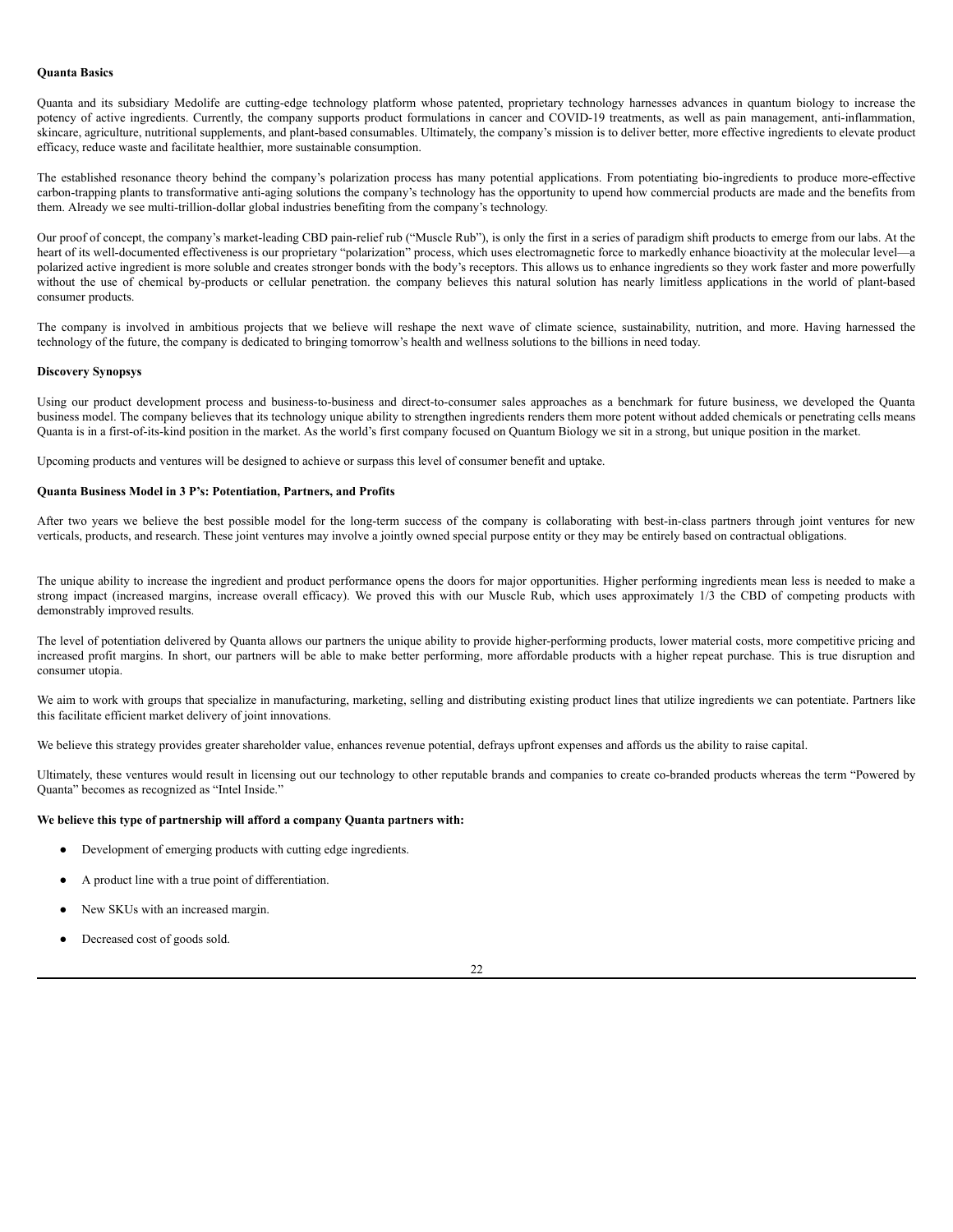**Quanta Basics**

Quanta and its subsidiary Medolife are cutting-edge technology platform whose patented, proprietary technology harnesses advances in quantum biology to increase the potency of active ingredients. Currently, the company supports product formulations in cancer and COVID-19 treatments, as well as pain management, anti-inflammation, skincare, agriculture, nutritional supplements, and plant-based consumables. Ultimately, the company's mission is to deliver better, more effective ingredients to elevate product efficacy, reduce waste and facilitate healthier, more sustainable consumption.

The established resonance theory behind the company's polarization process has many potential applications. From potentiating bio-ingredients to produce more-effective carbon-trapping plants to transformative anti-aging solutions the company's technology has the opportunity to upend how commercial products are made and the benefits from them. Already we see multi-trillion-dollar global industries benefiting from the company's technology.

Our proof of concept, the company's market-leading CBD pain-relief rub ("Muscle Rub"), is only the first in a series of paradigm shift products to emerge from our labs. At the heart of its well-documented effectiveness is our proprietary "polarization" process, which uses electromagnetic force to markedly enhance bioactivity at the molecular level—a polarized active ingredient is more soluble and creates stronger bonds with the body's receptors. This allows us to enhance ingredients so they work faster and more powerfully without the use of chemical by-products or cellular penetration. the company believes this natural solution has nearly limitless applications in the world of plant-based consumer products.

The company is involved in ambitious projects that we believe will reshape the next wave of climate science, sustainability, nutrition, and more. Having harnessed the technology of the future, the company is dedicated to bringing tomorrow's health and wellness solutions to the billions in need today.

**Discovery Synopsys**

Using our product development process and business-to-business and direct-to-consumer sales approaches as a benchmark for future business, we developed the Quanta business model. The company believes that its technology unique ability to strengthen ingredients renders them more potent without added chemicals or penetrating cells means Quanta is in a first-of-its-kind position in the market. As the world's first company focused on Quantum Biology we sit in a strong, but unique position in the market.

Upcoming products and ventures will be designed to achieve or surpass this level of consumer benefit and uptake.

**Quanta Business Model in 3 P's: Potentiation, Partners, and Profits**

After two years we believe the best possible model for the long-term success of the company is collaborating with best-in-class partners through joint ventures for new verticals, products, and research. These joint ventures may involve a jointly owned special purpose entity or they may be entirely based on contractual obligations.

The unique ability to increase the ingredient and product performance opens the doors for major opportunities. Higher performing ingredients mean less is needed to make a strong impact (increased margins, increase overall efficacy). We proved this with our Muscle Rub, which uses approximately 1/3 the CBD of competing products with demonstrably improved results.

The level of potentiation delivered by Quanta allows our partners the unique ability to provide higher-performing products, lower material costs, more competitive pricing and increased profit margins. In short, our partners will be able to make better performing, more affordable products with a higher repeat purchase. This is true disruption and consumer utopia.

We aim to work with groups that specialize in manufacturing, marketing, selling and distributing existing product lines that utilize ingredients we can potentiate. Partners like this facilitate efficient market delivery of joint innovations.

We believe this strategy provides greater shareholder value, enhances revenue potential, defrays upfront expenses and affords us the ability to raise capital.

Ultimately, these ventures would result in licensing out our technology to other reputable brands and companies to create co-branded products whereas the term "Powered by Quanta" becomes as recognized as "Intel Inside."

**We believe this type of partnership will afford a company Quanta partners with:**

- Development of emerging products with cutting edge ingredients.
- A product line with a true point of differentiation.
- New SKUs with an increased margin.
- Decreased cost of goods sold.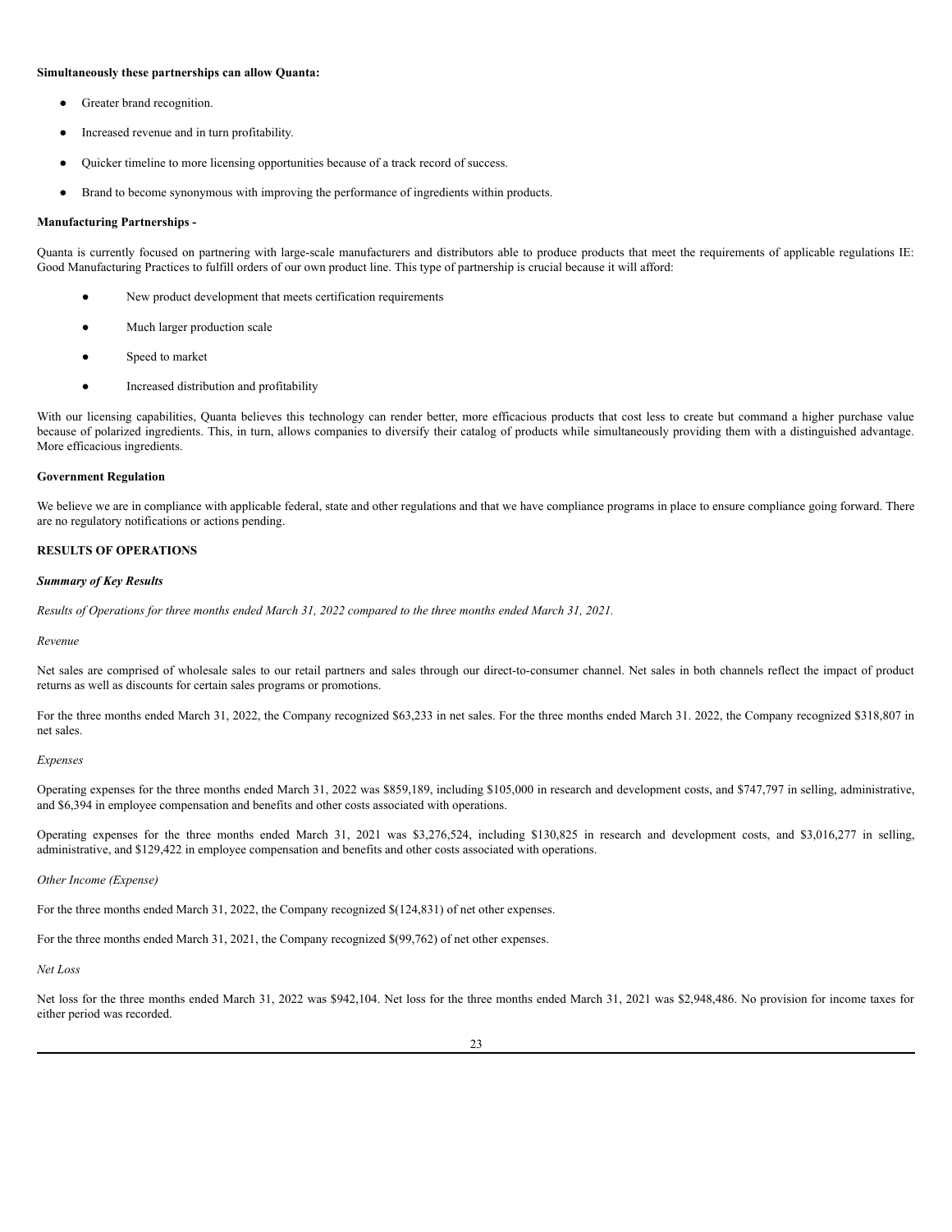**Simultaneously these partnerships can allow Quanta:**

- Greater brand recognition.
- Increased revenue and in turn profitability.
- Quicker timeline to more licensing opportunities because of a track record of success.
- Brand to become synonymous with improving the performance of ingredients within products.

**Manufacturing Partnerships -**

Quanta is currently focused on partnering with large-scale manufacturers and distributors able to produce products that meet the requirements of applicable regulations IE: Good Manufacturing Practices to fulfill orders of our own product line. This type of partnership is crucial because it will afford:

- New product development that meets certification requirements
- Much larger production scale
- Speed to market
- Increased distribution and profitability

With our licensing capabilities, Quanta believes this technology can render better, more efficacious products that cost less to create but command a higher purchase value because of polarized ingredients. This, in turn, allows companies to diversify their catalog of products while simultaneously providing them with a distinguished advantage. More efficacious ingredients.

**Government Regulation**

We believe we are in compliance with applicable federal, state and other regulations and that we have compliance programs in place to ensure compliance going forward. There are no regulatory notifications or actions pending.

**RESULTS OF OPERATIONS**

***Summary of Key Results***

*Results of Operations for three months ended March 31, 2022 compared to the three months ended March 31, 2021.*

*Revenue*

Net sales are comprised of wholesale sales to our retail partners and sales through our direct-to-consumer channel. Net sales in both channels reflect the impact of product returns as well as discounts for certain sales programs or promotions.

For the three months ended March 31, 2022, the Company recognized $63,233 in net sales. For the three months ended March 31. 2022, the Company recognized $318,807 in net sales.

*Expenses*

Operating expenses for the three months ended March 31, 2022 was $859,189, including $105,000 in research and development costs, and $747,797 in selling, administrative, and $6,394 in employee compensation and benefits and other costs associated with operations.

Operating expenses for the three months ended March 31, 2021 was $3,276,524, including $130,825 in research and development costs, and $3,016,277 in selling, administrative, and $129,422 in employee compensation and benefits and other costs associated with operations.

*Other Income (Expense)*

For the three months ended March 31, 2022, the Company recognized $(124,831) of net other expenses.

For the three months ended March 31, 2021, the Company recognized $(99,762) of net other expenses.

*Net Loss*

Net loss for the three months ended March 31, 2022 was $942,104. Net loss for the three months ended March 31, 2021 was $2,948,486. No provision for income taxes for either period was recorded.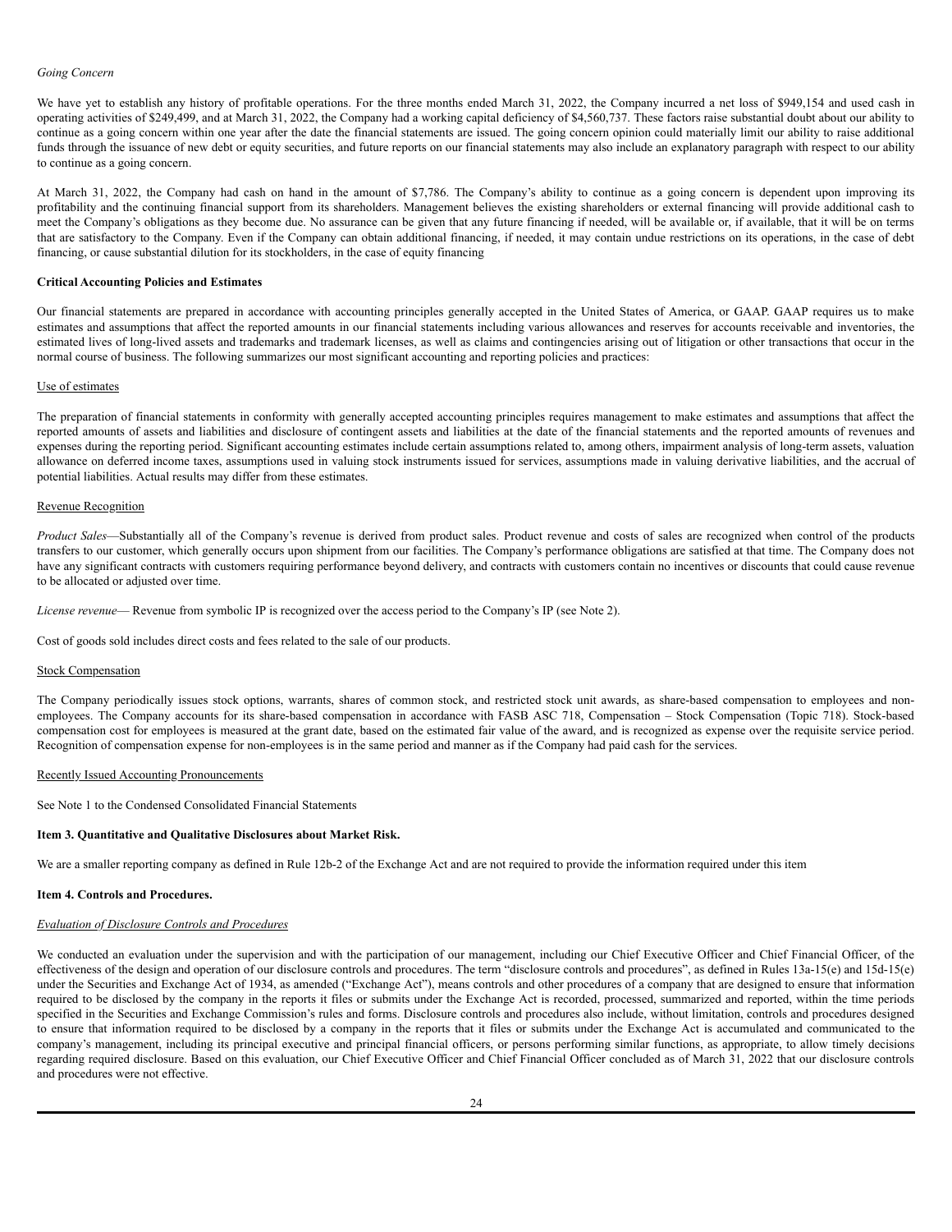*Going Concern*

We have yet to establish any history of profitable operations. For the three months ended March 31, 2022, the Company incurred a net loss of $949,154 and used cash in operating activities of $249,499, and at March 31, 2022, the Company had a working capital deficiency of $4,560,737. These factors raise substantial doubt about our ability to continue as a going concern within one year after the date the financial statements are issued. The going concern opinion could materially limit our ability to raise additional funds through the issuance of new debt or equity securities, and future reports on our financial statements may also include an explanatory paragraph with respect to our ability to continue as a going concern.

At March 31, 2022, the Company had cash on hand in the amount of $7,786. The Company's ability to continue as a going concern is dependent upon improving its profitability and the continuing financial support from its shareholders. Management believes the existing shareholders or external financing will provide additional cash to meet the Company's obligations as they become due. No assurance can be given that any future financing if needed, will be available or, if available, that it will be on terms that are satisfactory to the Company. Even if the Company can obtain additional financing, if needed, it may contain undue restrictions on its operations, in the case of debt financing, or cause substantial dilution for its stockholders, in the case of equity financing

**Critical Accounting Policies and Estimates**

Our financial statements are prepared in accordance with accounting principles generally accepted in the United States of America, or GAAP. GAAP requires us to make estimates and assumptions that affect the reported amounts in our financial statements including various allowances and reserves for accounts receivable and inventories, the estimated lives of long-lived assets and trademarks and trademark licenses, as well as claims and contingencies arising out of litigation or other transactions that occur in the normal course of business. The following summarizes our most significant accounting and reporting policies and practices:

Use of estimates

The preparation of financial statements in conformity with generally accepted accounting principles requires management to make estimates and assumptions that affect the reported amounts of assets and liabilities and disclosure of contingent assets and liabilities at the date of the financial statements and the reported amounts of revenues and expenses during the reporting period. Significant accounting estimates include certain assumptions related to, among others, impairment analysis of long-term assets, valuation allowance on deferred income taxes, assumptions used in valuing stock instruments issued for services, assumptions made in valuing derivative liabilities, and the accrual of potential liabilities. Actual results may differ from these estimates.

Revenue Recognition

*Product Sales*—Substantially all of the Company's revenue is derived from product sales. Product revenue and costs of sales are recognized when control of the products transfers to our customer, which generally occurs upon shipment from our facilities. The Company's performance obligations are satisfied at that time. The Company does not have any significant contracts with customers requiring performance beyond delivery, and contracts with customers contain no incentives or discounts that could cause revenue to be allocated or adjusted over time.

*License revenue*— Revenue from symbolic IP is recognized over the access period to the Company's IP (see Note 2).

Cost of goods sold includes direct costs and fees related to the sale of our products.

Stock Compensation

The Company periodically issues stock options, warrants, shares of common stock, and restricted stock unit awards, as share-based compensation to employees and non-employees. The Company accounts for its share-based compensation in accordance with FASB ASC 718, Compensation – Stock Compensation (Topic 718). Stock-based compensation cost for employees is measured at the grant date, based on the estimated fair value of the award, and is recognized as expense over the requisite service period. Recognition of compensation expense for non-employees is in the same period and manner as if the Company had paid cash for the services.

Recently Issued Accounting Pronouncements

See Note 1 to the Condensed Consolidated Financial Statements

**Item 3. Quantitative and Qualitative Disclosures about Market Risk.**

We are a smaller reporting company as defined in Rule 12b-2 of the Exchange Act and are not required to provide the information required under this item

**Item 4. Controls and Procedures.**

*Evaluation of Disclosure Controls and Procedures*

We conducted an evaluation under the supervision and with the participation of our management, including our Chief Executive Officer and Chief Financial Officer, of the effectiveness of the design and operation of our disclosure controls and procedures. The term "disclosure controls and procedures", as defined in Rules 13a-15(e) and 15d-15(e) under the Securities and Exchange Act of 1934, as amended ("Exchange Act"), means controls and other procedures of a company that are designed to ensure that information required to be disclosed by the company in the reports it files or submits under the Exchange Act is recorded, processed, summarized and reported, within the time periods specified in the Securities and Exchange Commission's rules and forms. Disclosure controls and procedures also include, without limitation, controls and procedures designed to ensure that information required to be disclosed by a company in the reports that it files or submits under the Exchange Act is accumulated and communicated to the company's management, including its principal executive and principal financial officers, or persons performing similar functions, as appropriate, to allow timely decisions regarding required disclosure. Based on this evaluation, our Chief Executive Officer and Chief Financial Officer concluded as of March 31, 2022 that our disclosure controls and procedures were not effective.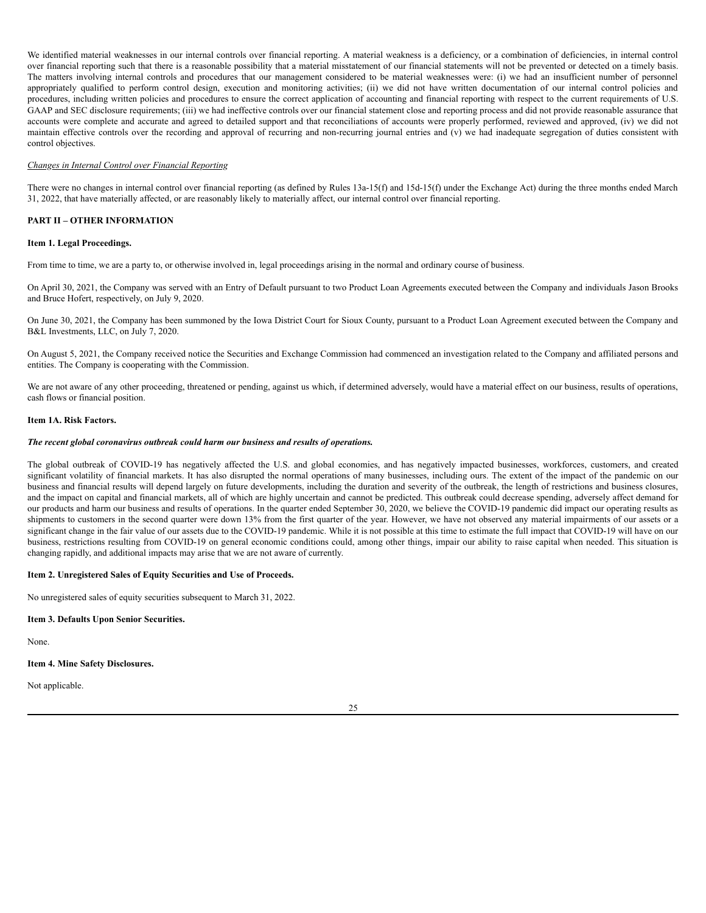We identified material weaknesses in our internal controls over financial reporting. A material weakness is a deficiency, or a combination of deficiencies, in internal control over financial reporting such that there is a reasonable possibility that a material misstatement of our financial statements will not be prevented or detected on a timely basis. The matters involving internal controls and procedures that our management considered to be material weaknesses were: (i) we had an insufficient number of personnel appropriately qualified to perform control design, execution and monitoring activities; (ii) we did not have written documentation of our internal control policies and procedures, including written policies and procedures to ensure the correct application of accounting and financial reporting with respect to the current requirements of U.S. GAAP and SEC disclosure requirements; (iii) we had ineffective controls over our financial statement close and reporting process and did not provide reasonable assurance that accounts were complete and accurate and agreed to detailed support and that reconciliations of accounts were properly performed, reviewed and approved, (iv) we did not maintain effective controls over the recording and approval of recurring and non-recurring journal entries and (v) we had inadequate segregation of duties consistent with control objectives.

*Changes in Internal Control over Financial Reporting*

There were no changes in internal control over financial reporting (as defined by Rules 13a-15(f) and 15d-15(f) under the Exchange Act) during the three months ended March 31, 2022, that have materially affected, or are reasonably likely to materially affect, our internal control over financial reporting.

## PART II – OTHER INFORMATION

### Item 1. Legal Proceedings.

From time to time, we are a party to, or otherwise involved in, legal proceedings arising in the normal and ordinary course of business.

On April 30, 2021, the Company was served with an Entry of Default pursuant to two Product Loan Agreements executed between the Company and individuals Jason Brooks and Bruce Hofert, respectively, on July 9, 2020.

On June 30, 2021, the Company has been summoned by the Iowa District Court for Sioux County, pursuant to a Product Loan Agreement executed between the Company and B&L Investments, LLC, on July 7, 2020.

On August 5, 2021, the Company received notice the Securities and Exchange Commission had commenced an investigation related to the Company and affiliated persons and entities. The Company is cooperating with the Commission.

We are not aware of any other proceeding, threatened or pending, against us which, if determined adversely, would have a material effect on our business, results of operations, cash flows or financial position.

### Item 1A. Risk Factors.

***The recent global coronavirus outbreak could harm our business and results of operations.***

The global outbreak of COVID-19 has negatively affected the U.S. and global economies, and has negatively impacted businesses, workforces, customers, and created significant volatility of financial markets. It has also disrupted the normal operations of many businesses, including ours. The extent of the impact of the pandemic on our business and financial results will depend largely on future developments, including the duration and severity of the outbreak, the length of restrictions and business closures, and the impact on capital and financial markets, all of which are highly uncertain and cannot be predicted. This outbreak could decrease spending, adversely affect demand for our products and harm our business and results of operations. In the quarter ended September 30, 2020, we believe the COVID-19 pandemic did impact our operating results as shipments to customers in the second quarter were down 13% from the first quarter of the year. However, we have not observed any material impairments of our assets or a significant change in the fair value of our assets due to the COVID-19 pandemic. While it is not possible at this time to estimate the full impact that COVID-19 will have on our business, restrictions resulting from COVID-19 on general economic conditions could, among other things, impair our ability to raise capital when needed. This situation is changing rapidly, and additional impacts may arise that we are not aware of currently.

### Item 2. Unregistered Sales of Equity Securities and Use of Proceeds.

No unregistered sales of equity securities subsequent to March 31, 2022.

### Item 3. Defaults Upon Senior Securities.

None.

### Item 4. Mine Safety Disclosures.

Not applicable.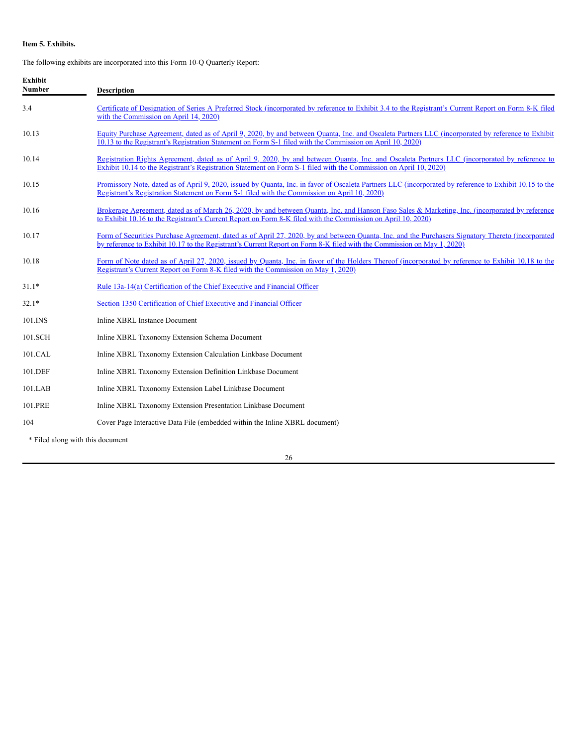**Item 5. Exhibits.**

The following exhibits are incorporated into this Form 10-Q Quarterly Report:

| Exhibit Number | Description |
|---|---|
| 3.4 | Certificate of Designation of Series A Preferred Stock (incorporated by reference to Exhibit 3.4 to the Registrant's Current Report on Form 8-K filed with the Commission on April 14, 2020) |
| 10.13 | Equity Purchase Agreement, dated as of April 9, 2020, by and between Quanta, Inc. and Oscaleta Partners LLC (incorporated by reference to Exhibit 10.13 to the Registrant's Registration Statement on Form S-1 filed with the Commission on April 10, 2020) |
| 10.14 | Registration Rights Agreement, dated as of April 9, 2020, by and between Quanta, Inc. and Oscaleta Partners LLC (incorporated by reference to Exhibit 10.14 to the Registrant's Registration Statement on Form S-1 filed with the Commission on April 10, 2020) |
| 10.15 | Promissory Note, dated as of April 9, 2020, issued by Quanta, Inc. in favor of Oscaleta Partners LLC (incorporated by reference to Exhibit 10.15 to the Registrant's Registration Statement on Form S-1 filed with the Commission on April 10, 2020) |
| 10.16 | Brokerage Agreement, dated as of March 26, 2020, by and between Quanta, Inc. and Hanson Faso Sales & Marketing, Inc. (incorporated by reference to Exhibit 10.16 to the Registrant's Current Report on Form 8-K filed with the Commission on April 10, 2020) |
| 10.17 | Form of Securities Purchase Agreement, dated as of April 27, 2020, by and between Quanta, Inc. and the Purchasers Signatory Thereto (incorporated by reference to Exhibit 10.17 to the Registrant's Current Report on Form 8-K filed with the Commission on May 1, 2020) |
| 10.18 | Form of Note dated as of April 27, 2020, issued by Quanta, Inc. in favor of the Holders Thereof (incorporated by reference to Exhibit 10.18 to the Registrant's Current Report on Form 8-K filed with the Commission on May 1, 2020) |
| 31.1* | Rule 13a-14(a) Certification of the Chief Executive and Financial Officer |
| 32.1* | Section 1350 Certification of Chief Executive and Financial Officer |
| 101.INS | Inline XBRL Instance Document |
| 101.SCH | Inline XBRL Taxonomy Extension Schema Document |
| 101.CAL | Inline XBRL Taxonomy Extension Calculation Linkbase Document |
| 101.DEF | Inline XBRL Taxonomy Extension Definition Linkbase Document |
| 101.LAB | Inline XBRL Taxonomy Extension Label Linkbase Document |
| 101.PRE | Inline XBRL Taxonomy Extension Presentation Linkbase Document |
| 104 | Cover Page Interactive Data File (embedded within the Inline XBRL document) |

\* Filed along with this document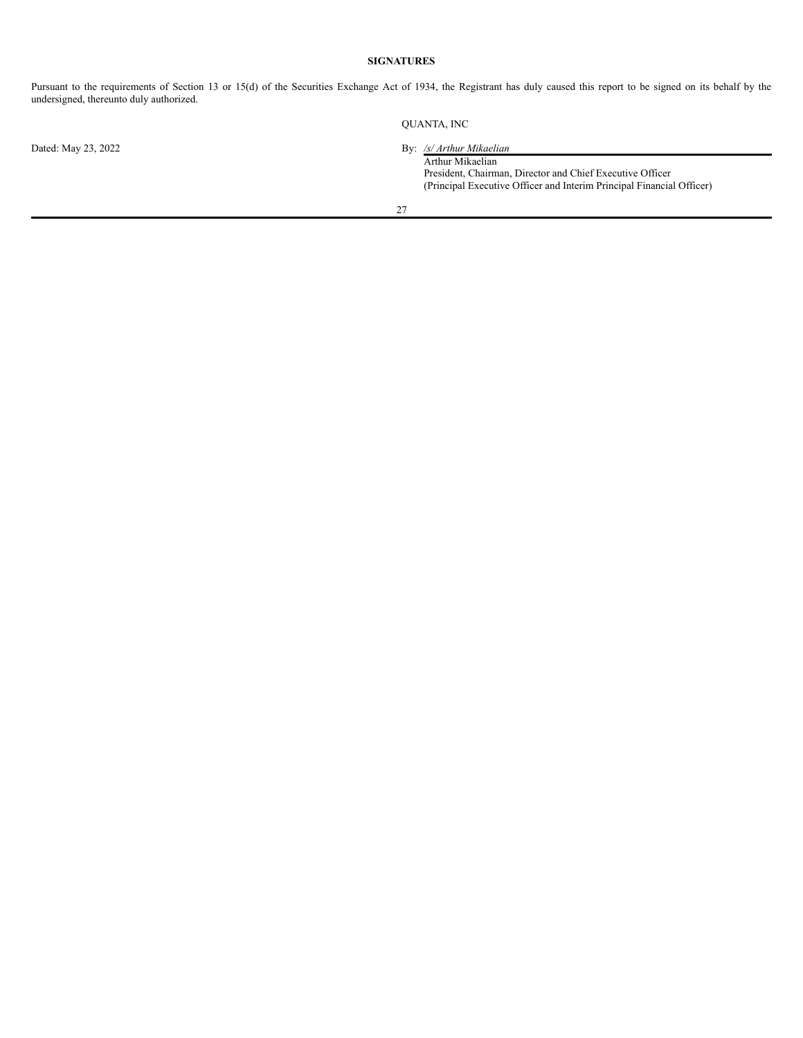**SIGNATURES**

Pursuant to the requirements of Section 13 or 15(d) of the Securities Exchange Act of 1934, the Registrant has duly caused this report to be signed on its behalf by the undersigned, thereunto duly authorized.

QUANTA, INC

Dated: May 23, 2022

By: */s/ Arthur Mikaelian*
Arthur Mikaelian
President, Chairman, Director and Chief Executive Officer
(Principal Executive Officer and Interim Principal Financial Officer)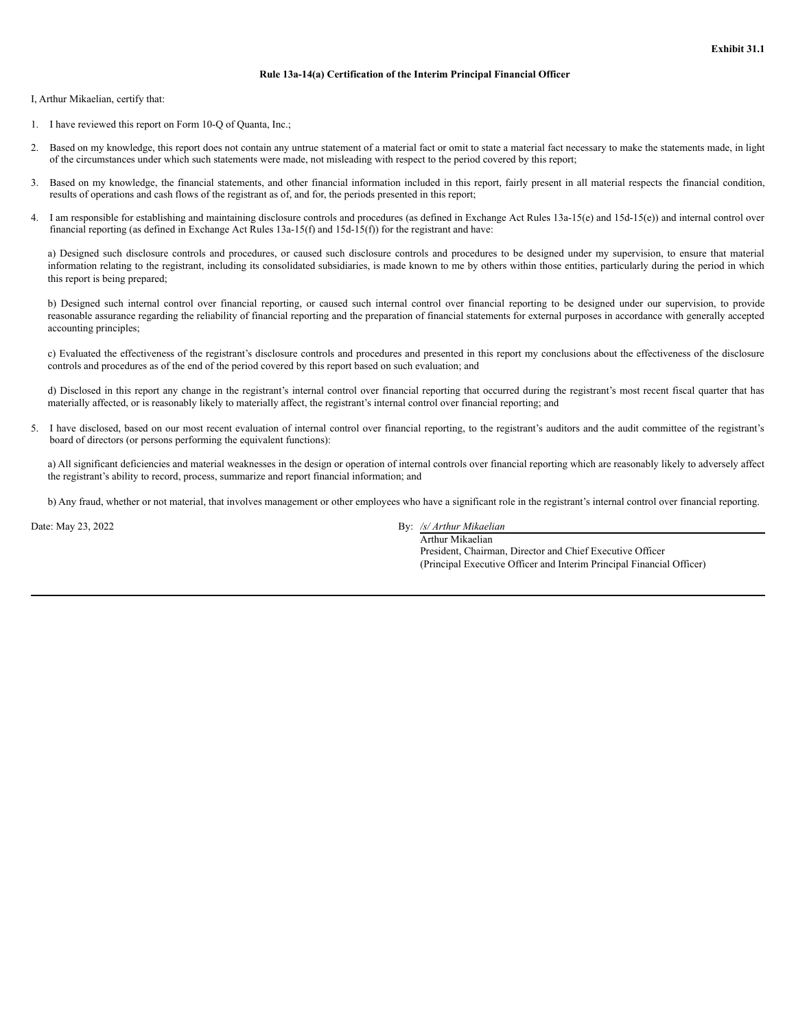**Exhibit 31.1**

**Rule 13a-14(a) Certification of the Interim Principal Financial Officer**

I, Arthur Mikaelian, certify that:

1. I have reviewed this report on Form 10-Q of Quanta, Inc.;

2. Based on my knowledge, this report does not contain any untrue statement of a material fact or omit to state a material fact necessary to make the statements made, in light of the circumstances under which such statements were made, not misleading with respect to the period covered by this report;

3. Based on my knowledge, the financial statements, and other financial information included in this report, fairly present in all material respects the financial condition, results of operations and cash flows of the registrant as of, and for, the periods presented in this report;

4. I am responsible for establishing and maintaining disclosure controls and procedures (as defined in Exchange Act Rules 13a-15(e) and 15d-15(e)) and internal control over financial reporting (as defined in Exchange Act Rules 13a-15(f) and 15d-15(f)) for the registrant and have:

   a) Designed such disclosure controls and procedures, or caused such disclosure controls and procedures to be designed under my supervision, to ensure that material information relating to the registrant, including its consolidated subsidiaries, is made known to me by others within those entities, particularly during the period in which this report is being prepared;

   b) Designed such internal control over financial reporting, or caused such internal control over financial reporting to be designed under our supervision, to provide reasonable assurance regarding the reliability of financial reporting and the preparation of financial statements for external purposes in accordance with generally accepted accounting principles;

   c) Evaluated the effectiveness of the registrant's disclosure controls and procedures and presented in this report my conclusions about the effectiveness of the disclosure controls and procedures as of the end of the period covered by this report based on such evaluation; and

   d) Disclosed in this report any change in the registrant's internal control over financial reporting that occurred during the registrant's most recent fiscal quarter that has materially affected, or is reasonably likely to materially affect, the registrant's internal control over financial reporting; and

5. I have disclosed, based on our most recent evaluation of internal control over financial reporting, to the registrant's auditors and the audit committee of the registrant's board of directors (or persons performing the equivalent functions):

   a) All significant deficiencies and material weaknesses in the design or operation of internal controls over financial reporting which are reasonably likely to adversely affect the registrant's ability to record, process, summarize and report financial information; and

   b) Any fraud, whether or not material, that involves management or other employees who have a significant role in the registrant's internal control over financial reporting.

Date: May 23, 2022

By: */s/ Arthur Mikaelian*
Arthur Mikaelian
President, Chairman, Director and Chief Executive Officer
(Principal Executive Officer and Interim Principal Financial Officer)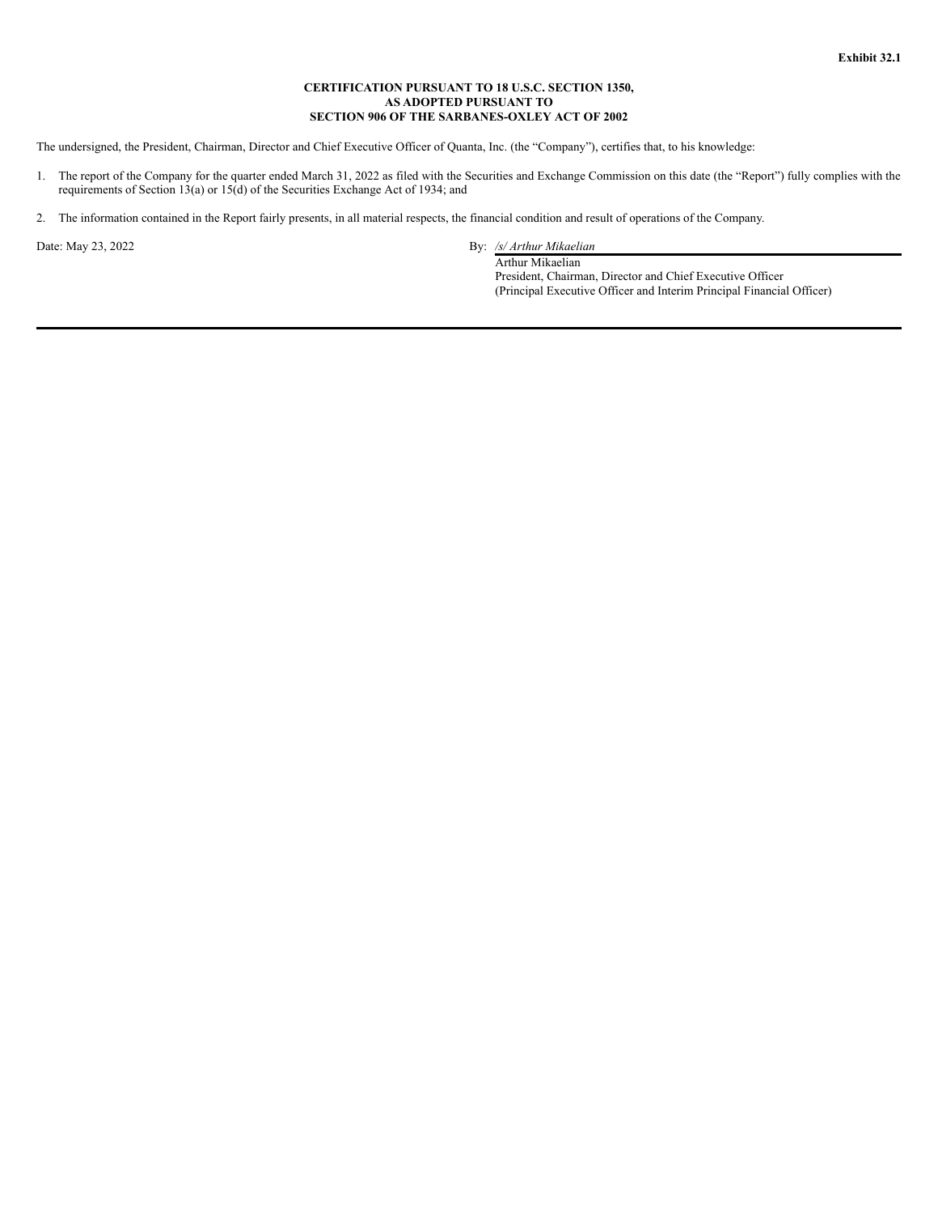**Exhibit 32.1**

**CERTIFICATION PURSUANT TO 18 U.S.C. SECTION 1350,**
**AS ADOPTED PURSUANT TO**
**SECTION 906 OF THE SARBANES-OXLEY ACT OF 2002**

The undersigned, the President, Chairman, Director and Chief Executive Officer of Quanta, Inc. (the "Company"), certifies that, to his knowledge:

1. The report of the Company for the quarter ended March 31, 2022 as filed with the Securities and Exchange Commission on this date (the "Report") fully complies with the requirements of Section 13(a) or 15(d) of the Securities Exchange Act of 1934; and

2. The information contained in the Report fairly presents, in all material respects, the financial condition and result of operations of the Company.

Date: May 23, 2022

By: */s/ Arthur Mikaelian*
Arthur Mikaelian
President, Chairman, Director and Chief Executive Officer
(Principal Executive Officer and Interim Principal Financial Officer)